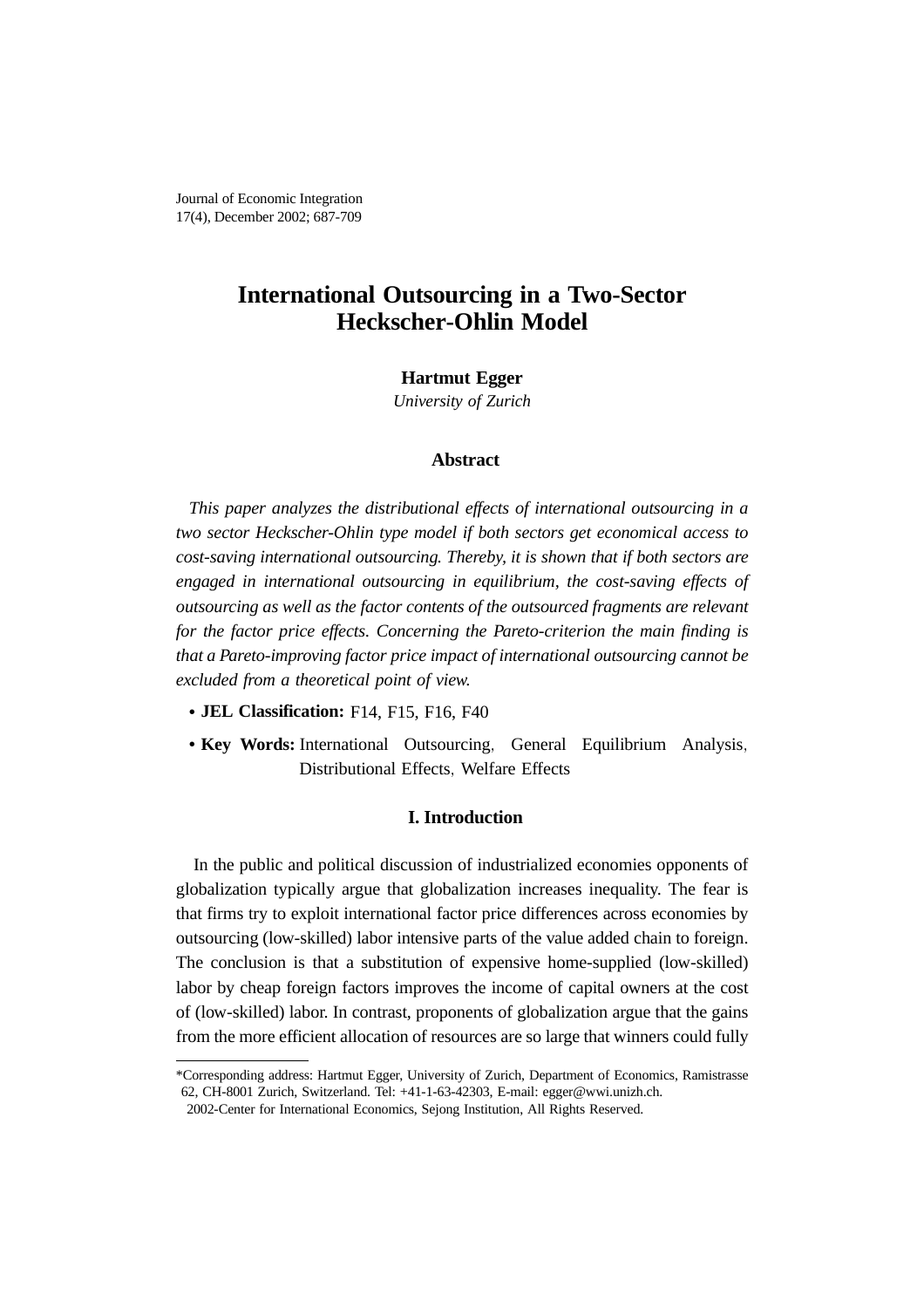Journal of Economic Integration
17(4), December 2002; 687-709

# International Outsourcing in a Two-Sector Heckscher-Ohlin Model

**Hartmut Egger**

*University of Zurich*

### Abstract

*This paper analyzes the distributional effects of international outsourcing in a two sector Heckscher-Ohlin type model if both sectors get economical access to cost-saving international outsourcing. Thereby, it is shown that if both sectors are engaged in international outsourcing in equilibrium, the cost-saving effects of outsourcing as well as the factor contents of the outsourced fragments are relevant for the factor price effects. Concerning the Pareto-criterion the main finding is that a Pareto-improving factor price impact of international outsourcing cannot be excluded from a theoretical point of view.*

- **JEL Classification:** F14, F15, F16, F40
- **Key Words:** International Outsourcing, General Equilibrium Analysis, Distributional Effects, Welfare Effects

## I. Introduction

In the public and political discussion of industrialized economies opponents of globalization typically argue that globalization increases inequality. The fear is that firms try to exploit international factor price differences across economies by outsourcing (low-skilled) labor intensive parts of the value added chain to foreign. The conclusion is that a substitution of expensive home-supplied (low-skilled) labor by cheap foreign factors improves the income of capital owners at the cost of (low-skilled) labor. In contrast, proponents of globalization argue that the gains from the more efficient allocation of resources are so large that winners could fully

*Corresponding address: Hartmut Egger, University of Zurich, Department of Economics, Ramistrasse 62, CH-8001 Zurich, Switzerland. Tel: +41-1-63-42303, E-mail: egger@wwi.unizh.ch.

2002-Center for International Economics, Sejong Institution, All Rights Reserved.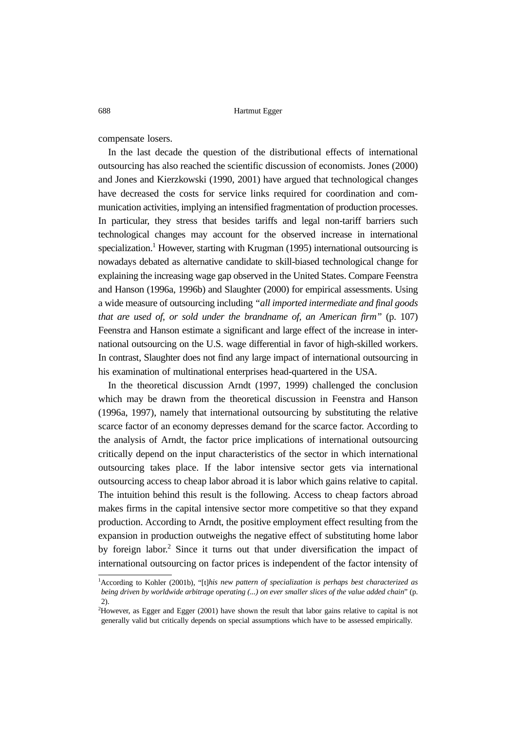compensate losers.

In the last decade the question of the distributional effects of international outsourcing has also reached the scientific discussion of economists. Jones (2000) and Jones and Kierzkowski (1990, 2001) have argued that technological changes have decreased the costs for service links required for coordination and communication activities, implying an intensified fragmentation of production processes. In particular, they stress that besides tariffs and legal non-tariff barriers such technological changes may account for the observed increase in international specialization.[1] However, starting with Krugman (1995) international outsourcing is nowadays debated as alternative candidate to skill-biased technological change for explaining the increasing wage gap observed in the United States. Compare Feenstra and Hanson (1996a, 1996b) and Slaughter (2000) for empirical assessments. Using a wide measure of outsourcing including *"all imported intermediate and final goods that are used of, or sold under the brandname of, an American firm"* (p. 107) Feenstra and Hanson estimate a significant and large effect of the increase in international outsourcing on the U.S. wage differential in favor of high-skilled workers. In contrast, Slaughter does not find any large impact of international outsourcing in his examination of multinational enterprises head-quartered in the USA.

In the theoretical discussion Arndt (1997, 1999) challenged the conclusion which may be drawn from the theoretical discussion in Feenstra and Hanson (1996a, 1997), namely that international outsourcing by substituting the relative scarce factor of an economy depresses demand for the scarce factor. According to the analysis of Arndt, the factor price implications of international outsourcing critically depend on the input characteristics of the sector in which international outsourcing takes place. If the labor intensive sector gets via international outsourcing access to cheap labor abroad it is labor which gains relative to capital. The intuition behind this result is the following. Access to cheap factors abroad makes firms in the capital intensive sector more competitive so that they expand production. According to Arndt, the positive employment effect resulting from the expansion in production outweighs the negative effect of substituting home labor by foreign labor.[2] Since it turns out that under diversification the impact of international outsourcing on factor prices is independent of the factor intensity of

[1] According to Kohler (2001b), "[t]*his new pattern of specialization is perhaps best characterized as being driven by worldwide arbitrage operating (...) on ever smaller slices of the value added chain*" (p. 2).

[2] However, as Egger and Egger (2001) have shown the result that labor gains relative to capital is not generally valid but critically depends on special assumptions which have to be assessed empirically.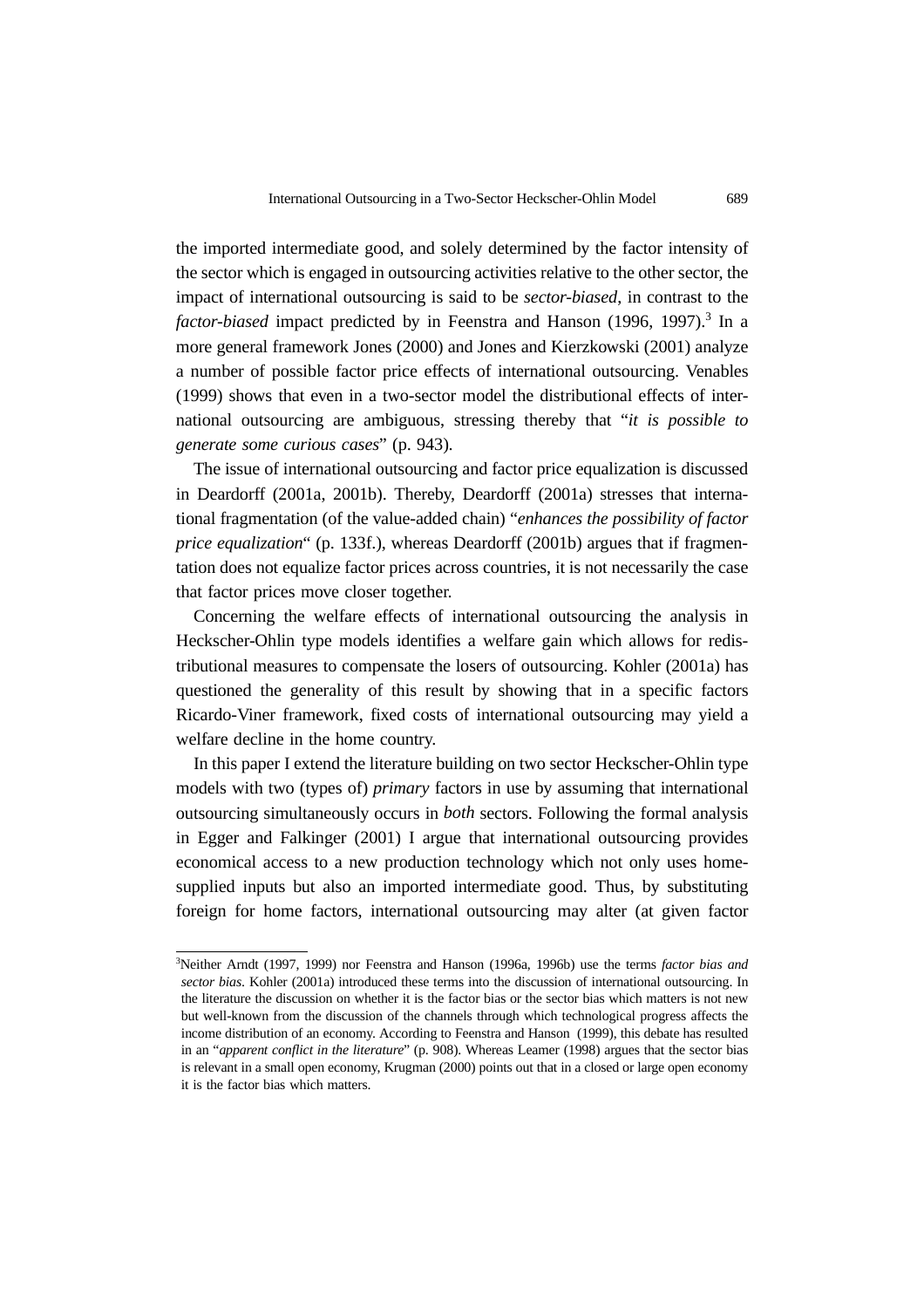the imported intermediate good, and solely determined by the factor intensity of the sector which is engaged in outsourcing activities relative to the other sector, the impact of international outsourcing is said to be *sector-biased*, in contrast to the *factor-biased* impact predicted by in Feenstra and Hanson (1996, 1997).[3] In a more general framework Jones (2000) and Jones and Kierzkowski (2001) analyze a number of possible factor price effects of international outsourcing. Venables (1999) shows that even in a two-sector model the distributional effects of international outsourcing are ambiguous, stressing thereby that "*it is possible to generate some curious cases*" (p. 943).

The issue of international outsourcing and factor price equalization is discussed in Deardorff (2001a, 2001b). Thereby, Deardorff (2001a) stresses that international fragmentation (of the value-added chain) "*enhances the possibility of factor price equalization*" (p. 133f.), whereas Deardorff (2001b) argues that if fragmentation does not equalize factor prices across countries, it is not necessarily the case that factor prices move closer together.

Concerning the welfare effects of international outsourcing the analysis in Heckscher-Ohlin type models identifies a welfare gain which allows for redistributional measures to compensate the losers of outsourcing. Kohler (2001a) has questioned the generality of this result by showing that in a specific factors Ricardo-Viner framework, fixed costs of international outsourcing may yield a welfare decline in the home country.

In this paper I extend the literature building on two sector Heckscher-Ohlin type models with two (types of) *primary* factors in use by assuming that international outsourcing simultaneously occurs in *both* sectors. Following the formal analysis in Egger and Falkinger (2001) I argue that international outsourcing provides economical access to a new production technology which not only uses home-supplied inputs but also an imported intermediate good. Thus, by substituting foreign for home factors, international outsourcing may alter (at given factor

[3]Neither Arndt (1997, 1999) nor Feenstra and Hanson (1996a, 1996b) use the terms *factor bias and sector bias*. Kohler (2001a) introduced these terms into the discussion of international outsourcing. In the literature the discussion on whether it is the factor bias or the sector bias which matters is not new but well-known from the discussion of the channels through which technological progress affects the income distribution of an economy. According to Feenstra and Hanson (1999), this debate has resulted in an "*apparent conflict in the literature*" (p. 908). Whereas Leamer (1998) argues that the sector bias is relevant in a small open economy, Krugman (2000) points out that in a closed or large open economy it is the factor bias which matters.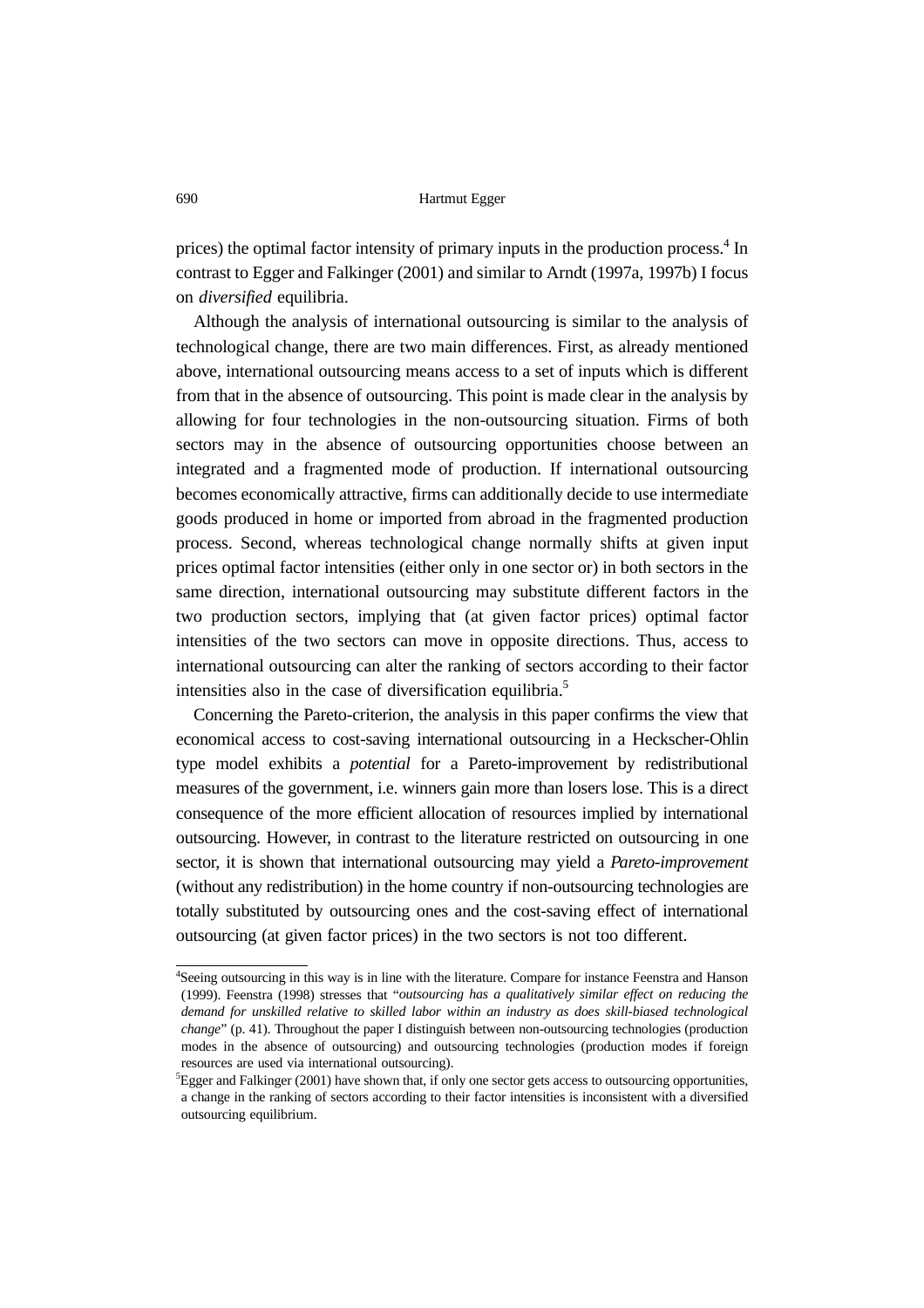prices) the optimal factor intensity of primary inputs in the production process.[4] In contrast to Egger and Falkinger (2001) and similar to Arndt (1997a, 1997b) I focus on *diversified* equilibria.

Although the analysis of international outsourcing is similar to the analysis of technological change, there are two main differences. First, as already mentioned above, international outsourcing means access to a set of inputs which is different from that in the absence of outsourcing. This point is made clear in the analysis by allowing for four technologies in the non-outsourcing situation. Firms of both sectors may in the absence of outsourcing opportunities choose between an integrated and a fragmented mode of production. If international outsourcing becomes economically attractive, firms can additionally decide to use intermediate goods produced in home or imported from abroad in the fragmented production process. Second, whereas technological change normally shifts at given input prices optimal factor intensities (either only in one sector or) in both sectors in the same direction, international outsourcing may substitute different factors in the two production sectors, implying that (at given factor prices) optimal factor intensities of the two sectors can move in opposite directions. Thus, access to international outsourcing can alter the ranking of sectors according to their factor intensities also in the case of diversification equilibria.[5]

Concerning the Pareto-criterion, the analysis in this paper confirms the view that economical access to cost-saving international outsourcing in a Heckscher-Ohlin type model exhibits a *potential* for a Pareto-improvement by redistributional measures of the government, i.e. winners gain more than losers lose. This is a direct consequence of the more efficient allocation of resources implied by international outsourcing. However, in contrast to the literature restricted on outsourcing in one sector, it is shown that international outsourcing may yield a *Pareto-improvement* (without any redistribution) in the home country if non-outsourcing technologies are totally substituted by outsourcing ones and the cost-saving effect of international outsourcing (at given factor prices) in the two sectors is not too different.

---

[4] Seeing outsourcing in this way is in line with the literature. Compare for instance Feenstra and Hanson (1999). Feenstra (1998) stresses that "*outsourcing has a qualitatively similar effect on reducing the demand for unskilled relative to skilled labor within an industry as does skill-biased technological change*" (p. 41). Throughout the paper I distinguish between non-outsourcing technologies (production modes in the absence of outsourcing) and outsourcing technologies (production modes if foreign resources are used via international outsourcing).

[5] Egger and Falkinger (2001) have shown that, if only one sector gets access to outsourcing opportunities, a change in the ranking of sectors according to their factor intensities is inconsistent with a diversified outsourcing equilibrium.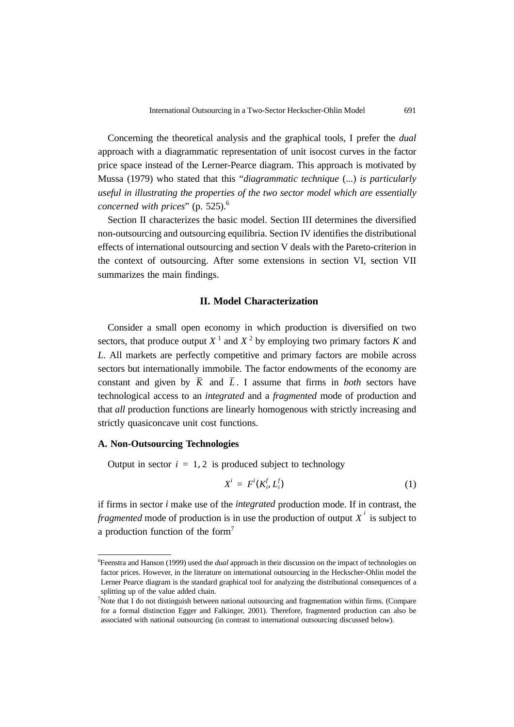Concerning the theoretical analysis and the graphical tools, I prefer the *dual* approach with a diagrammatic representation of unit isocost curves in the factor price space instead of the Lerner-Pearce diagram. This approach is motivated by Mussa (1979) who stated that this "*diagrammatic technique* (...) *is particularly useful in illustrating the properties of the two sector model which are essentially concerned with prices*" (p. 525).[6]

Section II characterizes the basic model. Section III determines the diversified non-outsourcing and outsourcing equilibria. Section IV identifies the distributional effects of international outsourcing and section V deals with the Pareto-criterion in the context of outsourcing. After some extensions in section VI, section VII summarizes the main findings.

## II. Model Characterization

Consider a small open economy in which production is diversified on two sectors, that produce output $X^1$ and $X^2$ by employing two primary factors $K$ and $L$. All markets are perfectly competitive and primary factors are mobile across sectors but internationally immobile. The factor endowments of the economy are constant and given by $\bar{K}$ and $\bar{L}$. I assume that firms in *both* sectors have technological access to an *integrated* and a *fragmented* mode of production and that *all* production functions are linearly homogenous with strictly increasing and strictly quasiconcave unit cost functions.

### A. Non-Outsourcing Technologies

Output in sector $i = 1, 2$ is produced subject to technology

$$X^i = F^i(K_i^f, L_i^f) \tag{1}$$

if firms in sector *i* make use of the *integrated* production mode. If in contrast, the *fragmented* mode of production is in use the production of output $X^i$ is subject to a production function of the form[7]

---

[6] Feenstra and Hanson (1999) used the *dual* approach in their discussion on the impact of technologies on factor prices. However, in the literature on international outsourcing in the Heckscher-Ohlin model the Lerner Pearce diagram is the standard graphical tool for analyzing the distributional consequences of a splitting up of the value added chain.

[7] Note that I do not distinguish between national outsourcing and fragmentation within firms. (Compare for a formal distinction Egger and Falkinger, 2001). Therefore, fragmented production can also be associated with national outsourcing (in contrast to international outsourcing discussed below).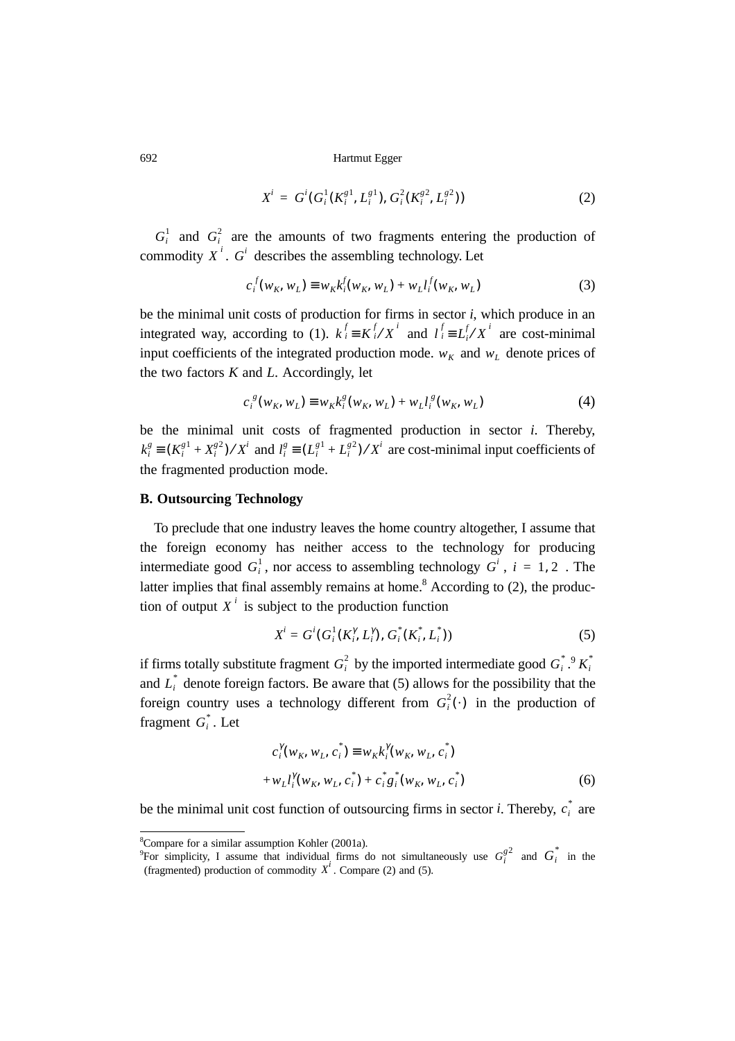$$X^i = G^i(G_i^1(K_i^{g1}, L_i^{g1}), G_i^2(K_i^{g2}, L_i^{g2})) \tag{2}$$

$G_i^1$ and $G_i^2$ are the amounts of two fragments entering the production of commodity $X^i$. $G^i$ describes the assembling technology. Let

$$c_i^f(w_K, w_L) \equiv w_K k_i^f(w_K, w_L) + w_L l_i^f(w_K, w_L) \tag{3}$$

be the minimal unit costs of production for firms in sector *i*, which produce in an integrated way, according to (1). $k_i^f \equiv K_i^f / X^i$ and $l_i^f \equiv L_i^f / X^i$ are cost-minimal input coefficients of the integrated production mode. $w_K$ and $w_L$ denote prices of the two factors *K* and *L*. Accordingly, let

$$c_i^g(w_K, w_L) \equiv w_K k_i^g(w_K, w_L) + w_L l_i^g(w_K, w_L) \tag{4}$$

be the minimal unit costs of fragmented production in sector *i*. Thereby, $k_i^g \equiv (K_i^{g1} + X_i^{g2}) / X^i$ and $l_i^g \equiv (L_i^{g1} + L_i^{g2}) / X^i$ are cost-minimal input coefficients of the fragmented production mode.

### B. Outsourcing Technology

To preclude that one industry leaves the home country altogether, I assume that the foreign economy has neither access to the technology for producing intermediate good $G_i^1$, nor access to assembling technology $G^i$, $i = 1, 2$. The latter implies that final assembly remains at home.[8] According to (2), the production of output $X^i$ is subject to the production function

$$X^i = G^i(G_i^1(K_i^\gamma, L_i^\gamma), G_i^*(K_i^*, L_i^*)) \tag{5}$$

if firms totally substitute fragment $G_i^2$ by the imported intermediate good $G_i^*$.[9] $K_i^*$ and $L_i^*$ denote foreign factors. Be aware that (5) allows for the possibility that the foreign country uses a technology different from $G_i^2(\cdot)$ in the production of fragment $G_i^*$. Let

$$c_i^\gamma(w_K, w_L, c_i^*) \equiv w_K k_i^\gamma(w_K, w_L, c_i^*)$$
$$+ w_L l_i^\gamma(w_K, w_L, c_i^*) + c_i^* g_i^*(w_K, w_L, c_i^*) \tag{6}$$

be the minimal unit cost function of outsourcing firms in sector *i*. Thereby, $c_i^*$ are

---

[8] Compare for a similar assumption Kohler (2001a).

[9] For simplicity, I assume that individual firms do not simultaneously use $G_i^{g2}$ and $G_i^*$ in the (fragmented) production of commodity $X^i$. Compare (2) and (5).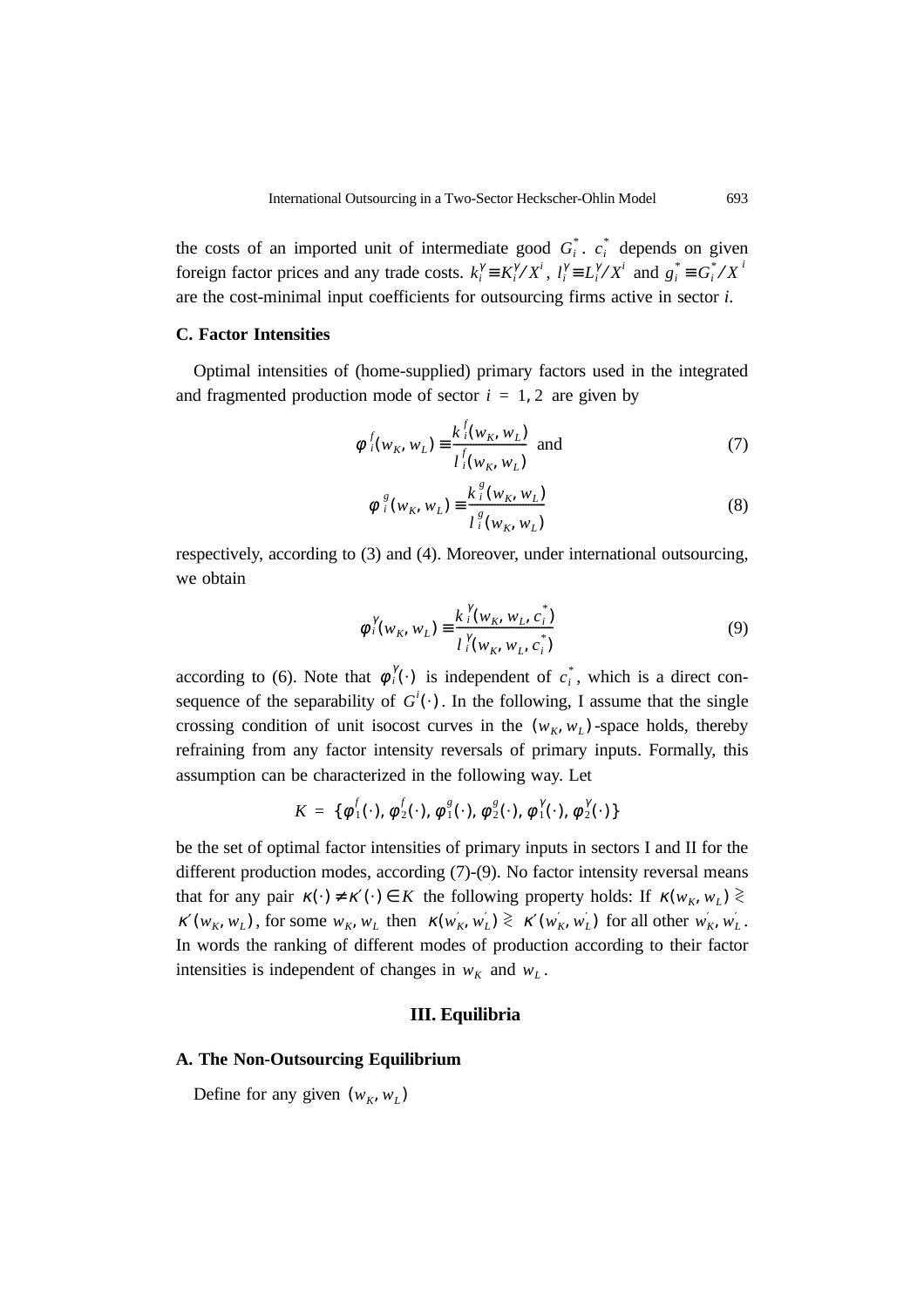the costs of an imported unit of intermediate good $G_i^*$. $c_i^*$ depends on given foreign factor prices and any trade costs. $k_i^\gamma \equiv K_i^\gamma / X^i$, $l_i^\gamma \equiv L_i^\gamma / X^i$ and $g_i^* \equiv G_i^* / X^i$ are the cost-minimal input coefficients for outsourcing firms active in sector *i*.

### C. Factor Intensities

Optimal intensities of (home-supplied) primary factors used in the integrated and fragmented production mode of sector $i = 1, 2$ are given by

$$\phi_i^f(w_K, w_L) \equiv \frac{k_i^f(w_K, w_L)}{l_i^f(w_K, w_L)} \text{ and} \tag{7}$$

$$\phi_i^g(w_K, w_L) \equiv \frac{k_i^g(w_K, w_L)}{l_i^g(w_K, w_L)} \tag{8}$$

respectively, according to (3) and (4). Moreover, under international outsourcing, we obtain

$$\phi_i^\gamma(w_K, w_L) \equiv \frac{k_i^\gamma(w_K, w_L, c_i^*)}{l_i^\gamma(w_K, w_L, c_i^*)} \tag{9}$$

according to (6). Note that $\phi_i^\gamma(\cdot)$ is independent of $c_i^*$, which is a direct consequence of the separability of $G^i(\cdot)$. In the following, I assume that the single crossing condition of unit isocost curves in the $(w_K, w_L)$-space holds, thereby refraining from any factor intensity reversals of primary inputs. Formally, this assumption can be characterized in the following way. Let

$$K = \{\phi_1^f(\cdot), \phi_2^f(\cdot), \phi_1^g(\cdot), \phi_2^g(\cdot), \phi_1^\gamma(\cdot), \phi_2^\gamma(\cdot)\}$$

be the set of optimal factor intensities of primary inputs in sectors I and II for the different production modes, according (7)-(9). No factor intensity reversal means that for any pair $\kappa(\cdot) \neq \kappa'(\cdot) \in K$ the following property holds: If $\kappa(w_K, w_L) \gtrless \kappa'(w_K, w_L)$, for some $w_K, w_L$ then $\kappa(w_K', w_L') \gtrless \kappa'(w_K', w_L')$ for all other $w_K', w_L'$. In words the ranking of different modes of production according to their factor intensities is independent of changes in $w_K$ and $w_L$.

## III. Equilibria

### A. The Non-Outsourcing Equilibrium

Define for any given $(w_K, w_L)$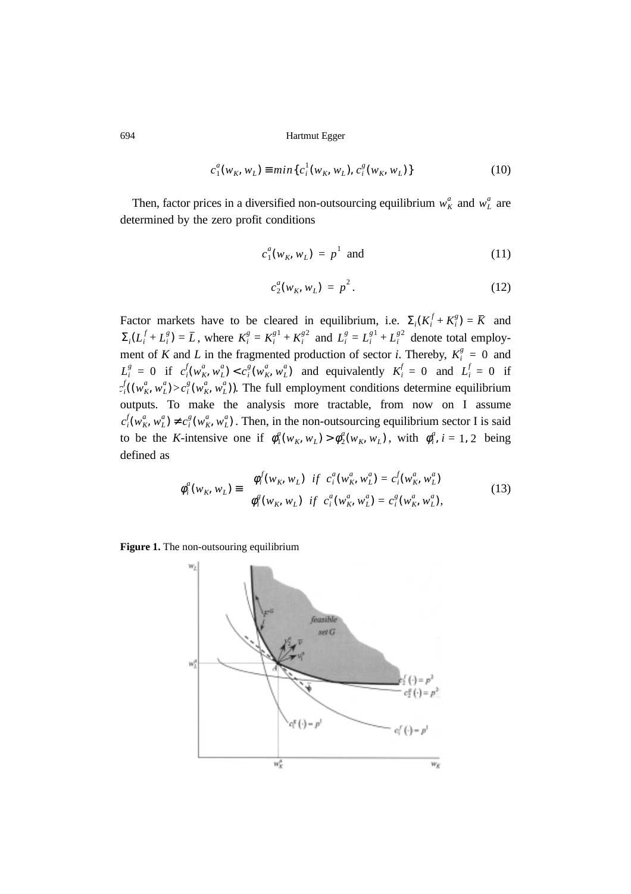$$c_1^a(w_K, w_L) \equiv min\{c_i^1(w_K, w_L), c_i^g(w_K, w_L)\} \tag{10}$$

Then, factor prices in a diversified non-outsourcing equilibrium $w_K^a$ and $w_L^a$ are determined by the zero profit conditions

$$c_1^a(w_K, w_L) = p^1 \text{ and} \tag{11}$$

$$c_2^a(w_K, w_L) = p^2 . \tag{12}$$

Factor markets have to be cleared in equilibrium, i.e. $\Sigma_i(K_i^f + K_i^g) = \bar{K}$ and $\Sigma_i(L_i^f + L_i^g) = \bar{L}$, where $K_i^g = K_i^{g1} + K_i^{g2}$ and $L_i^g = L_i^{g1} + L_i^{g2}$ denote total employment of *K* and *L* in the fragmented production of sector *i*. Thereby, $K_i^g = 0$ and $L_i^g = 0$ if $c_i^f(w_K^a, w_L^a) < c_i^g(w_K^a, w_L^a)$ and equivalently $K_i^f = 0$ and $L_i^f = 0$ if $c_i^f((w_K^a, w_L^a) > c_i^g(w_K^a, w_L^a))$. The full employment conditions determine equilibrium outputs. To make the analysis more tractable, from now on I assume $c_i^f(w_K^a, w_L^a) \neq c_i^g(w_K^a, w_L^a)$. Then, in the non-outsourcing equilibrium sector I is said to be the *K*-intensive one if $\phi_1^a(w_K, w_L) > \phi_2^a(w_K, w_L)$, with $\phi_i^a, i = 1, 2$ being defined as

$$\phi_i^a(w_K, w_L) \equiv \begin{cases} \phi_i^f(w_K, w_L) & if \;\; c_i^a(w_K^a, w_L^a) = c_i^f(w_K^a, w_L^a) \\ \phi_i^g(w_K, w_L) & if \;\; c_i^a(w_K^a, w_L^a) = c_i^g(w_K^a, w_L^a), \end{cases} \tag{13}$$

**Figure 1.** The non-outsouring equilibrium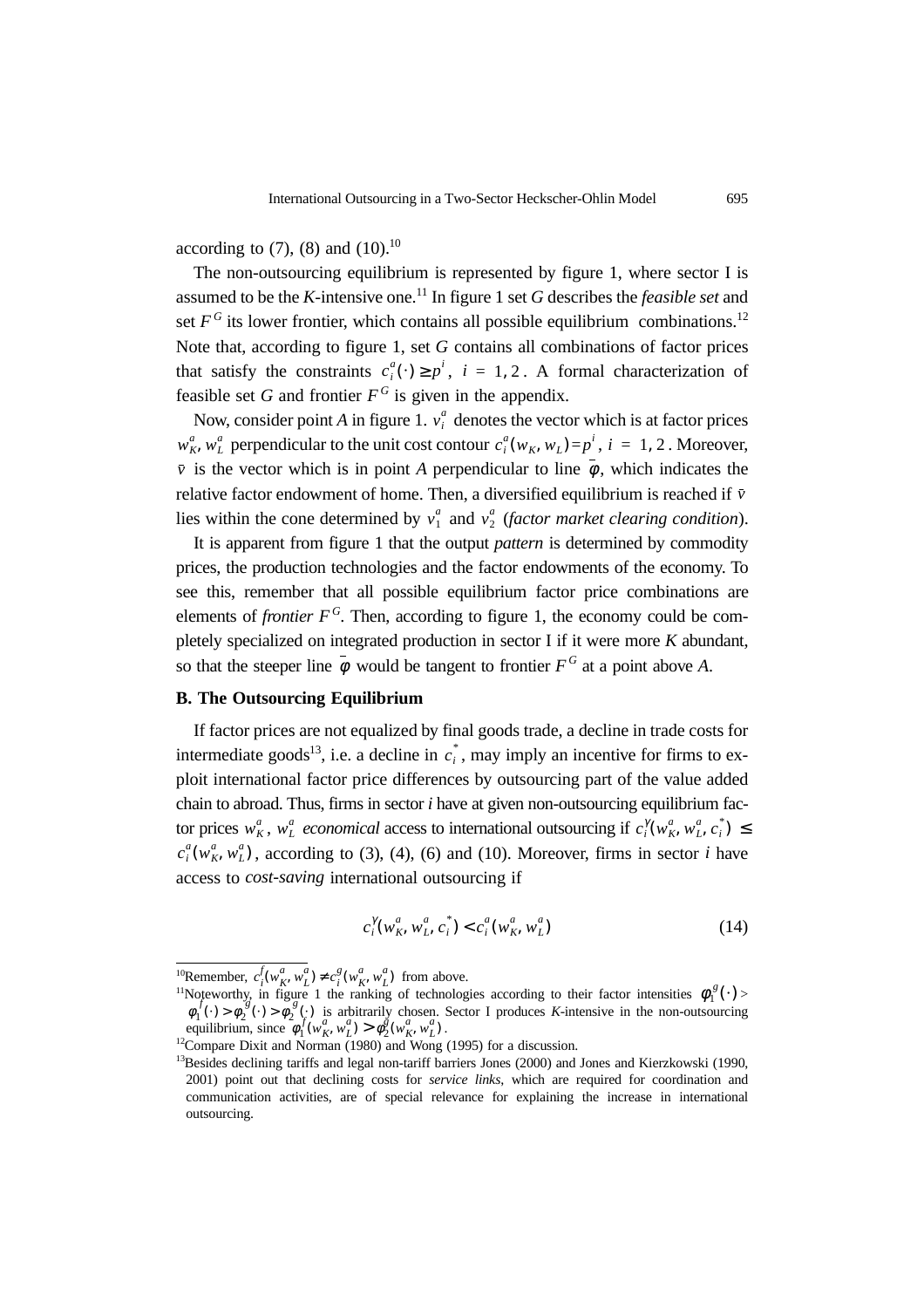according to (7), (8) and (10).[10]

The non-outsourcing equilibrium is represented by figure 1, where sector I is assumed to be the *K*-intensive one.[11] In figure 1 set *G* describes the *feasible set* and set $F^G$ its lower frontier, which contains all possible equilibrium combinations.[12] Note that, according to figure 1, set *G* contains all combinations of factor prices that satisfy the constraints $c_i^a(\cdot) \geq p^i$, $i = 1, 2$. A formal characterization of feasible set *G* and frontier $F^G$ is given in the appendix.

Now, consider point *A* in figure 1. $v_i^a$ denotes the vector which is at factor prices $w_K^a, w_L^a$ perpendicular to the unit cost contour $c_i^a(w_K, w_L) = p^i$, $i = 1, 2$. Moreover, $\bar{v}$ is the vector which is in point *A* perpendicular to line $\bar{\phi}$, which indicates the relative factor endowment of home. Then, a diversified equilibrium is reached if $\bar{v}$ lies within the cone determined by $v_1^a$ and $v_2^a$ (*factor market clearing condition*).

It is apparent from figure 1 that the output *pattern* is determined by commodity prices, the production technologies and the factor endowments of the economy. To see this, remember that all possible equilibrium factor price combinations are elements of *frontier* $F^G$. Then, according to figure 1, the economy could be completely specialized on integrated production in sector I if it were more *K* abundant, so that the steeper line $\bar{\phi}$ would be tangent to frontier $F^G$ at a point above *A*.

### B. The Outsourcing Equilibrium

If factor prices are not equalized by final goods trade, a decline in trade costs for intermediate goods[13], i.e. a decline in $c_i^*$, may imply an incentive for firms to exploit international factor price differences by outsourcing part of the value added chain to abroad. Thus, firms in sector *i* have at given non-outsourcing equilibrium factor prices $w_K^a$, $w_L^a$ *economical* access to international outsourcing if $c_i^\gamma(w_K^a, w_L^a, c_i^*) \leq c_i^a(w_K^a, w_L^a)$, according to (3), (4), (6) and (10). Moreover, firms in sector *i* have access to *cost-saving* international outsourcing if

$$c_i^\gamma(w_K^a, w_L^a, c_i^*) < c_i^a(w_K^a, w_L^a) \tag{14}$$

---

[10]Remember, $c_i^f(w_K^a, w_L^a) \neq c_i^g(w_K^a, w_L^a)$ from above.

[11]Noteworthy, in figure 1 the ranking of technologies according to their factor intensities $\phi_1^g(\cdot) > \phi_1^f(\cdot) > \phi_2^g(\cdot) > \phi_2^g(\cdot)$ is arbitrarily chosen. Sector I produces *K*-intensive in the non-outsourcing equilibrium, since $\phi_1^f(w_K^a, w_L^a) > \phi_2^g(w_K^a, w_L^a)$.

[12]Compare Dixit and Norman (1980) and Wong (1995) for a discussion.

[13]Besides declining tariffs and legal non-tariff barriers Jones (2000) and Jones and Kierzkowski (1990, 2001) point out that declining costs for *service links*, which are required for coordination and communication activities, are of special relevance for explaining the increase in international outsourcing.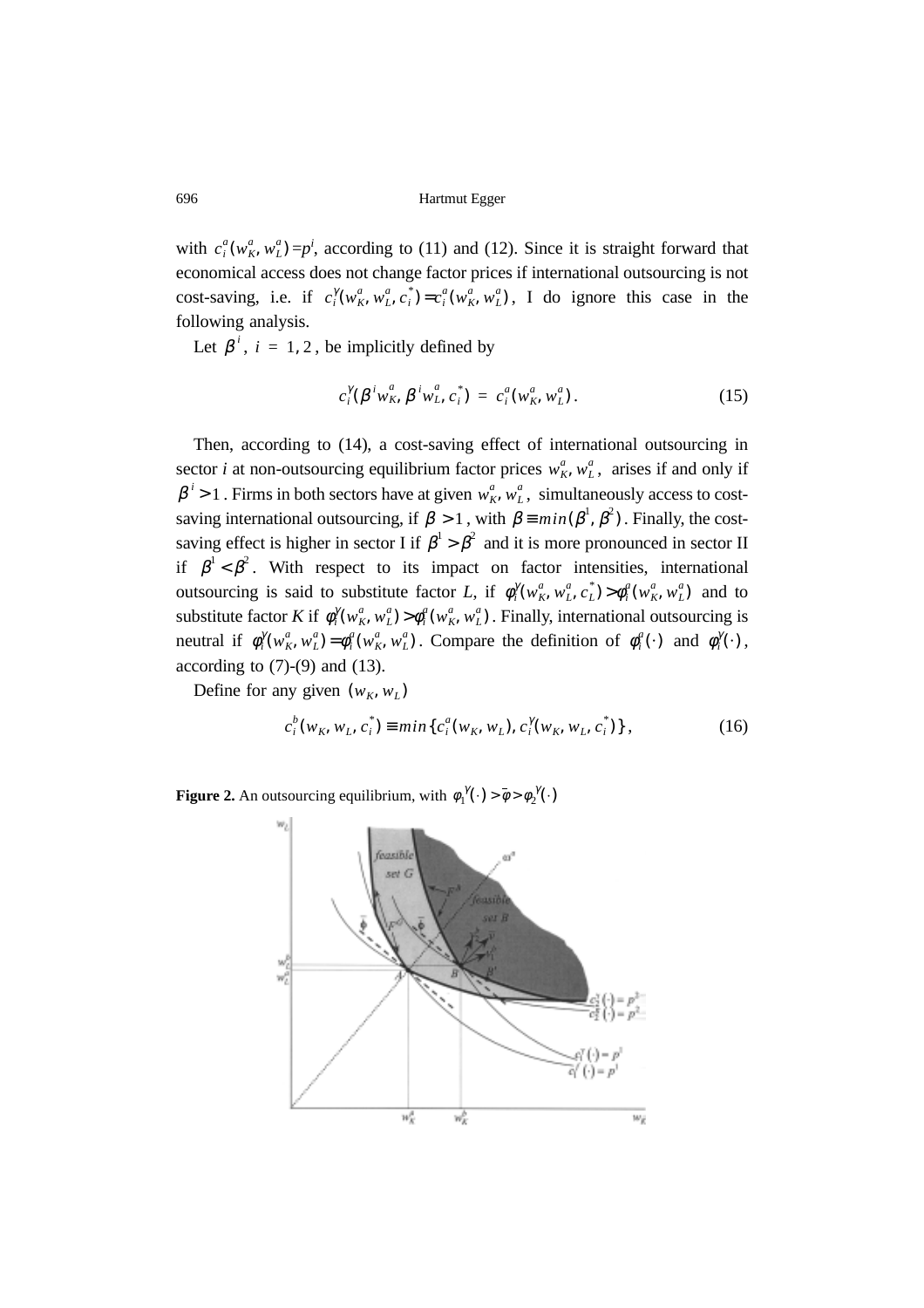with $c_i^a(w_K^a, w_L^a) = p^i$, according to (11) and (12). Since it is straight forward that economical access does not change factor prices if international outsourcing is not cost-saving, i.e. if $c_i^\gamma(w_K^a, w_L^a, c_i^*) = c_i^a(w_K^a, w_L^a)$, I do ignore this case in the following analysis.

Let $\beta^i$, $i = 1, 2$, be implicitly defined by

$$c_i^\gamma(\beta^i w_K^a, \beta^i w_L^a, c_i^*) = c_i^a(w_K^a, w_L^a). \tag{15}$$

Then, according to (14), a cost-saving effect of international outsourcing in sector *i* at non-outsourcing equilibrium factor prices $w_K^a, w_L^a$, arises if and only if $\beta^i > 1$. Firms in both sectors have at given $w_K^a, w_L^a$, simultaneously access to cost-saving international outsourcing, if $\beta > 1$, with $\beta \equiv min(\beta^1, \beta^2)$. Finally, the cost-saving effect is higher in sector I if $\beta^1 > \beta^2$ and it is more pronounced in sector II if $\beta^1 < \beta^2$. With respect to its impact on factor intensities, international outsourcing is said to substitute factor *L*, if $\phi_i^\gamma(w_K^a, w_L^a, c_L^*) > \phi_i^a(w_K^a, w_L^a)$ and to substitute factor *K* if $\phi_i^\gamma(w_K^a, w_L^a) > \phi_i^a(w_K^a, w_L^a)$. Finally, international outsourcing is neutral if $\phi_i^\gamma(w_K^a, w_L^a) = \phi_i^a(w_K^a, w_L^a)$. Compare the definition of $\phi_i^a(\cdot)$ and $\phi_i^\gamma(\cdot)$, according to (7)-(9) and (13).

Define for any given $(w_K, w_L)$

$$c_i^b(w_K, w_L, c_i^*) \equiv min\{c_i^a(w_K, w_L), c_i^\gamma(w_K, w_L, c_i^*)\}, \tag{16}$$

**Figure 2.** An outsourcing equilibrium, with $\phi_1^\gamma(\cdot) > \bar{\phi} > \phi_2^\gamma(\cdot)$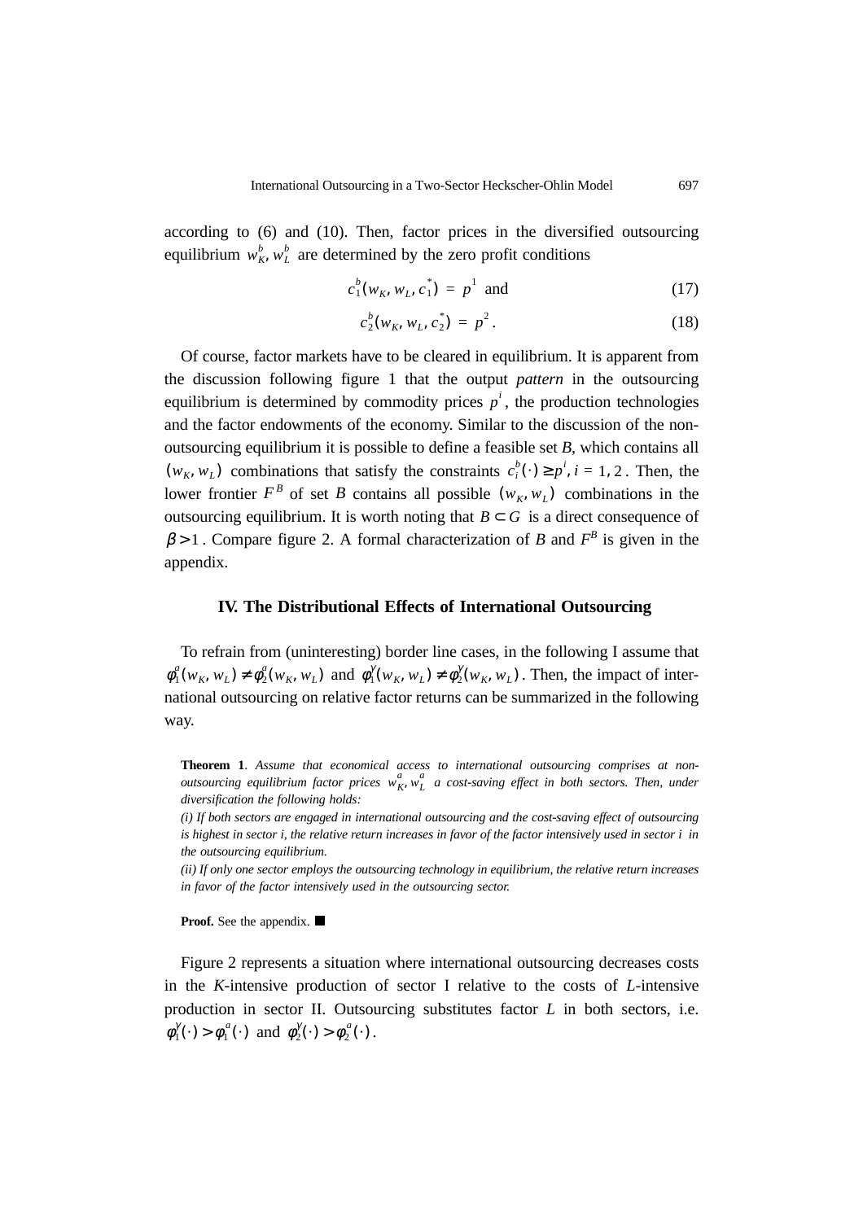according to (6) and (10). Then, factor prices in the diversified outsourcing equilibrium $w_K^b, w_L^b$ are determined by the zero profit conditions

$$c_1^b(w_K, w_L, c_1^*) = p^1 \text{ and} \tag{17}$$

$$c_2^b(w_K, w_L, c_2^*) = p^2 . \tag{18}$$

Of course, factor markets have to be cleared in equilibrium. It is apparent from the discussion following figure 1 that the output *pattern* in the outsourcing equilibrium is determined by commodity prices $p^i$, the production technologies and the factor endowments of the economy. Similar to the discussion of the non-outsourcing equilibrium it is possible to define a feasible set *B*, which contains all $(w_K, w_L)$ combinations that satisfy the constraints $c_i^b(\cdot) \geq p^i, i = 1, 2$. Then, the lower frontier $F^B$ of set *B* contains all possible $(w_K, w_L)$ combinations in the outsourcing equilibrium. It is worth noting that $B \subset G$ is a direct consequence of $\beta > 1$. Compare figure 2. A formal characterization of *B* and $F^B$ is given in the appendix.

## IV. The Distributional Effects of International Outsourcing

To refrain from (uninteresting) border line cases, in the following I assume that $\phi_1^a(w_K, w_L) \neq \phi_2^a(w_K, w_L)$ and $\phi_1^\gamma(w_K, w_L) \neq \phi_2^\gamma(w_K, w_L)$. Then, the impact of international outsourcing on relative factor returns can be summarized in the following way.

**Theorem 1**. *Assume that economical access to international outsourcing comprises at non-outsourcing equilibrium factor prices $w_K^a, w_L^a$ a cost-saving effect in both sectors. Then, under diversification the following holds:*

*(i) If both sectors are engaged in international outsourcing and the cost-saving effect of outsourcing is highest in sector i, the relative return increases in favor of the factor intensively used in sector i in the outsourcing equilibrium.*

*(ii) If only one sector employs the outsourcing technology in equilibrium, the relative return increases in favor of the factor intensively used in the outsourcing sector.*

**Proof.** See the appendix. ■

Figure 2 represents a situation where international outsourcing decreases costs in the *K*-intensive production of sector I relative to the costs of *L*-intensive production in sector II. Outsourcing substitutes factor *L* in both sectors, i.e. $\phi_1^\gamma(\cdot) > \phi_1^a(\cdot)$ and $\phi_2^\gamma(\cdot) > \phi_2^a(\cdot)$.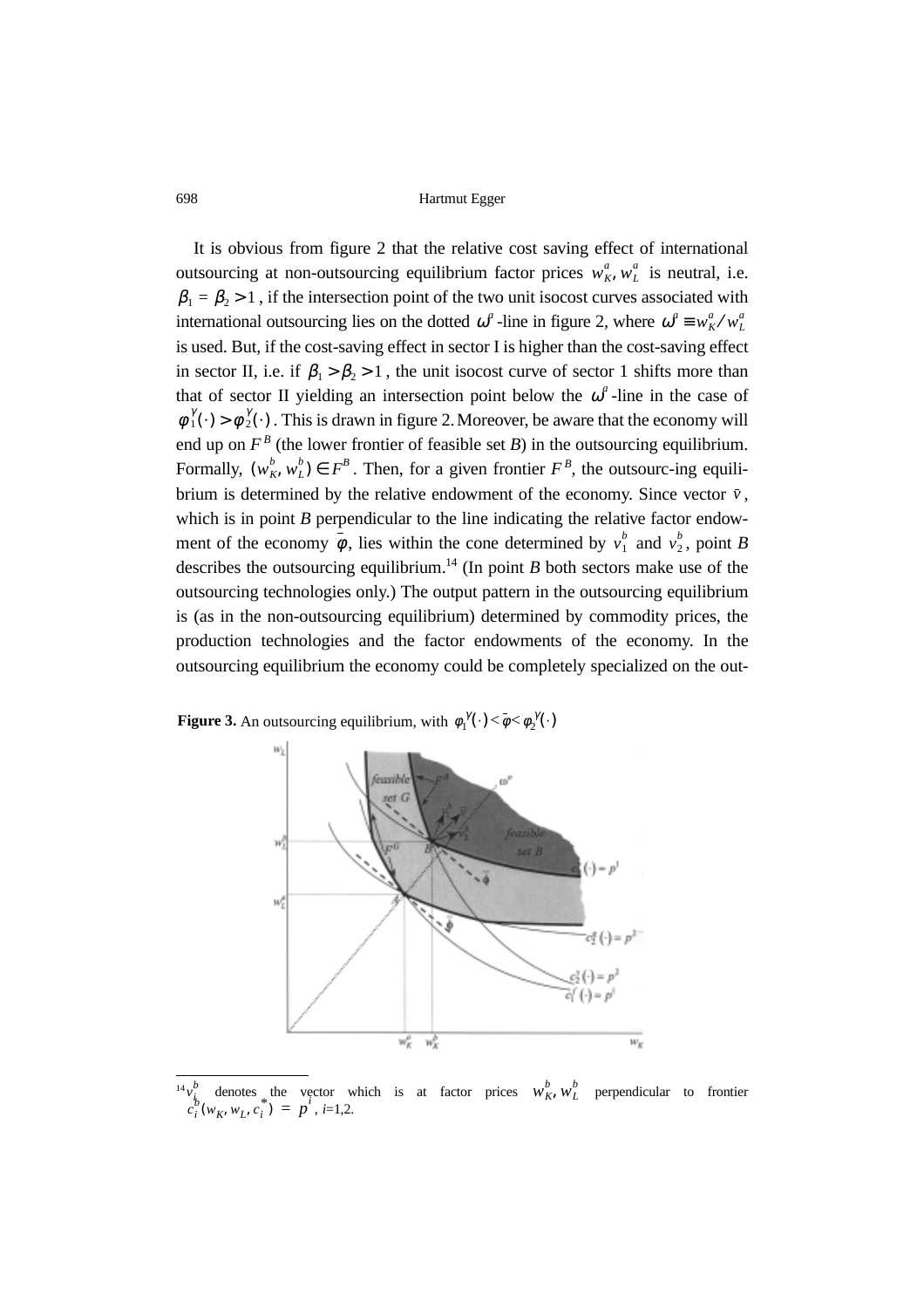It is obvious from figure 2 that the relative cost saving effect of international outsourcing at non-outsourcing equilibrium factor prices $w_K^a, w_L^a$ is neutral, i.e. $\beta_1 = \beta_2 > 1$, if the intersection point of the two unit isocost curves associated with international outsourcing lies on the dotted $\omega^a$-line in figure 2, where $\omega^a \equiv w_K^a / w_L^a$ is used. But, if the cost-saving effect in sector I is higher than the cost-saving effect in sector II, i.e. if $\beta_1 > \beta_2 > 1$, the unit isocost curve of sector 1 shifts more than that of sector II yielding an intersection point below the $\omega^a$-line in the case of $\phi_1^\gamma(\cdot) > \phi_2^\gamma(\cdot)$. This is drawn in figure 2. Moreover, be aware that the economy will end up on $F^B$ (the lower frontier of feasible set *B*) in the outsourcing equilibrium. Formally, $(w_K^b, w_L^b) \in F^B$. Then, for a given frontier $F^B$, the outsourc-ing equilibrium is determined by the relative endowment of the economy. Since vector $\bar{v}$, which is in point *B* perpendicular to the line indicating the relative factor endowment of the economy $\bar{\phi}$, lies within the cone determined by $v_1^b$ and $v_2^b$, point *B* describes the outsourcing equilibrium.[14] (In point *B* both sectors make use of the outsourcing technologies only.) The output pattern in the outsourcing equilibrium is (as in the non-outsourcing equilibrium) determined by commodity prices, the production technologies and the factor endowments of the economy. In the outsourcing equilibrium the economy could be completely specialized on the out-

**Figure 3.** An outsourcing equilibrium, with $\phi_1^\gamma(\cdot) < \bar{\phi} < \phi_2^\gamma(\cdot)$

[14] $v_i^b$ denotes the vector which is at factor prices $w_K^b, w_L^b$ perpendicular to frontier $c_i^b(w_K, w_L, c_i^*) = p^i$, $i$=1,2.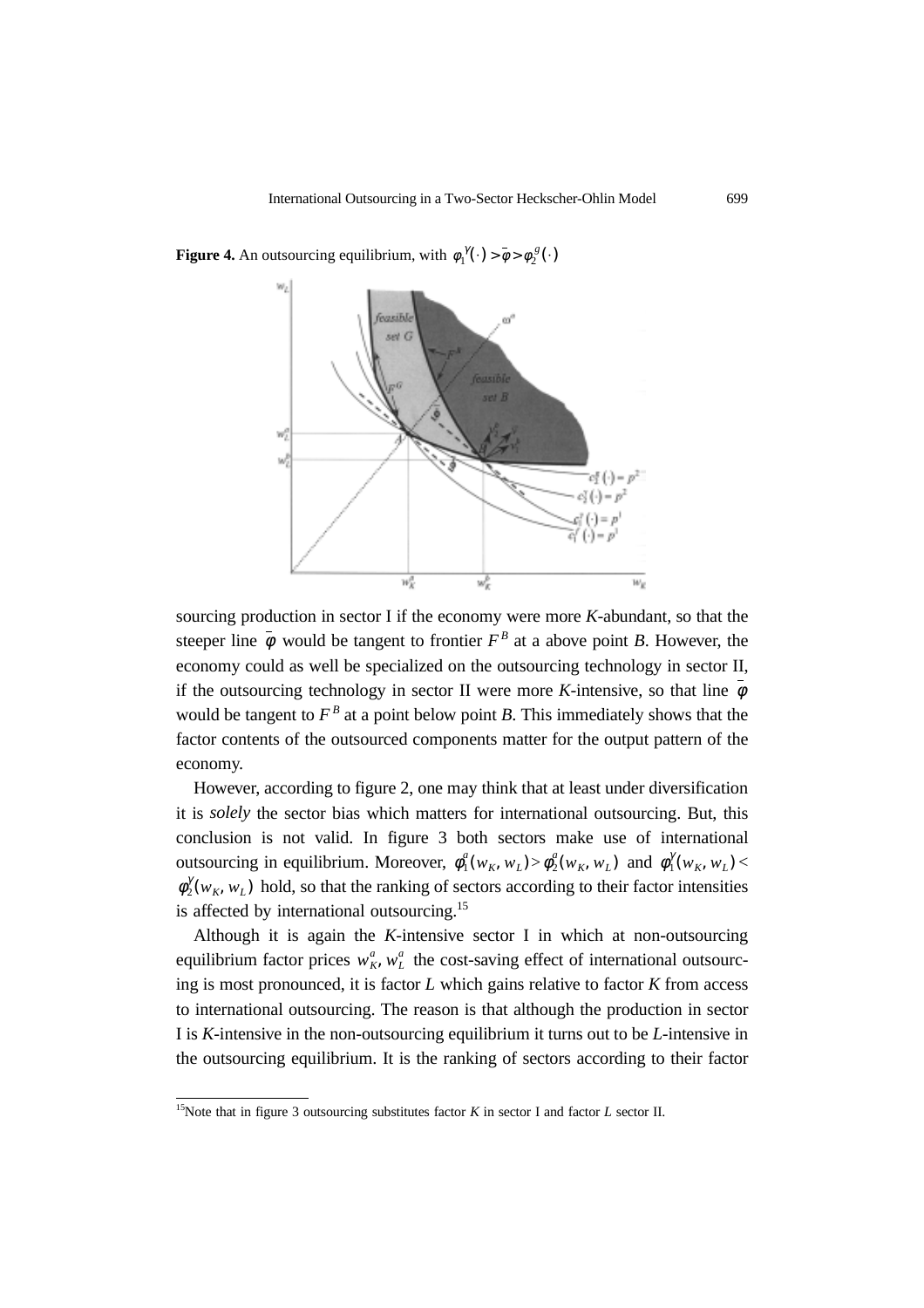**Figure 4.** An outsourcing equilibrium, with $\phi_1^{\gamma}(\cdot) > \bar{\phi} > \phi_2^{g}(\cdot)$

sourcing production in sector I if the economy were more *K*-abundant, so that the steeper line $\bar{\phi}$ would be tangent to frontier $F^B$ at a above point *B*. However, the economy could as well be specialized on the outsourcing technology in sector II, if the outsourcing technology in sector II were more *K*-intensive, so that line $\bar{\phi}$ would be tangent to $F^B$ at a point below point *B*. This immediately shows that the factor contents of the outsourced components matter for the output pattern of the economy.

However, according to figure 2, one may think that at least under diversification it is *solely* the sector bias which matters for international outsourcing. But, this conclusion is not valid. In figure 3 both sectors make use of international outsourcing in equilibrium. Moreover, $\phi_1^a(w_K, w_L) > \phi_2^a(w_K, w_L)$ and $\phi_1^{\gamma}(w_K, w_L) < \phi_2^{\gamma}(w_K, w_L)$ hold, so that the ranking of sectors according to their factor intensities is affected by international outsourcing.[15]

Although it is again the *K*-intensive sector I in which at non-outsourcing equilibrium factor prices $w_K^a, w_L^a$ the cost-saving effect of international outsourcing is most pronounced, it is factor *L* which gains relative to factor *K* from access to international outsourcing. The reason is that although the production in sector I is *K*-intensive in the non-outsourcing equilibrium it turns out to be *L*-intensive in the outsourcing equilibrium. It is the ranking of sectors according to their factor

[15]Note that in figure 3 outsourcing substitutes factor *K* in sector I and factor *L* sector II.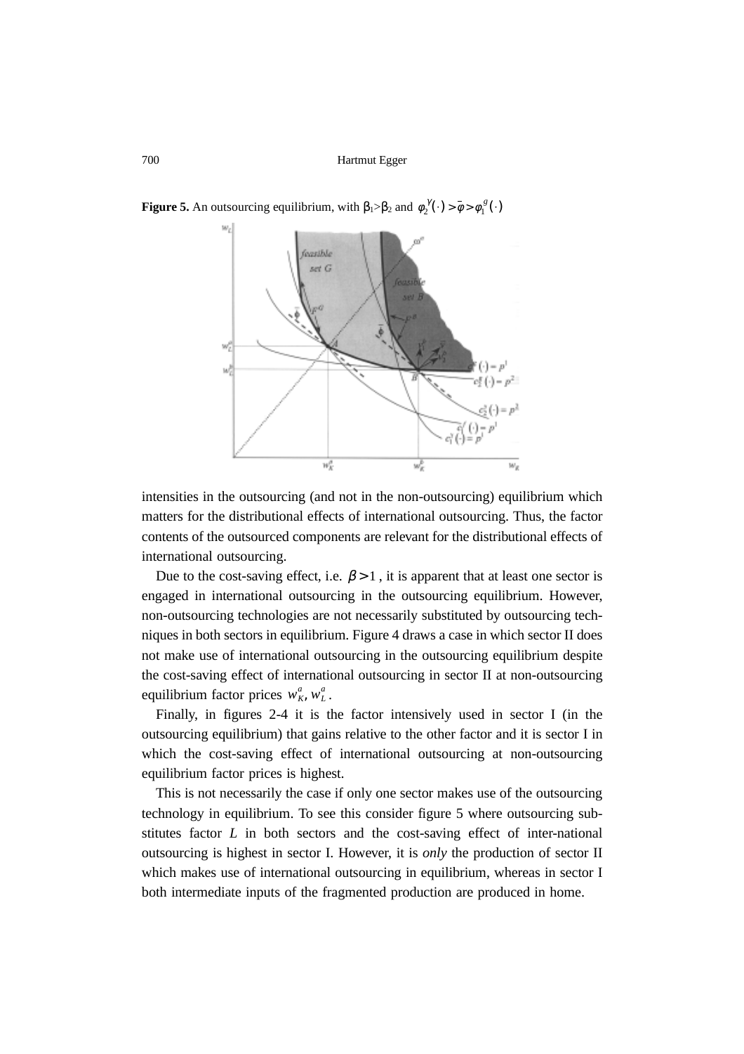**Figure 5.** An outsourcing equilibrium, with $\beta_1 > \beta_2$ and $\varphi_2^{\gamma}(\cdot) > \bar{\varphi} > \varphi_1^{g}(\cdot)$

intensities in the outsourcing (and not in the non-outsourcing) equilibrium which matters for the distributional effects of international outsourcing. Thus, the factor contents of the outsourced components are relevant for the distributional effects of international outsourcing.

Due to the cost-saving effect, i.e. $\beta > 1$, it is apparent that at least one sector is engaged in international outsourcing in the outsourcing equilibrium. However, non-outsourcing technologies are not necessarily substituted by outsourcing techniques in both sectors in equilibrium. Figure 4 draws a case in which sector II does not make use of international outsourcing in the outsourcing equilibrium despite the cost-saving effect of international outsourcing in sector II at non-outsourcing equilibrium factor prices $w_K^a, w_L^a$.

Finally, in figures 2-4 it is the factor intensively used in sector I (in the outsourcing equilibrium) that gains relative to the other factor and it is sector I in which the cost-saving effect of international outsourcing at non-outsourcing equilibrium factor prices is highest.

This is not necessarily the case if only one sector makes use of the outsourcing technology in equilibrium. To see this consider figure 5 where outsourcing substitutes factor $L$ in both sectors and the cost-saving effect of inter-national outsourcing is highest in sector I. However, it is *only* the production of sector II which makes use of international outsourcing in equilibrium, whereas in sector I both intermediate inputs of the fragmented production are produced in home.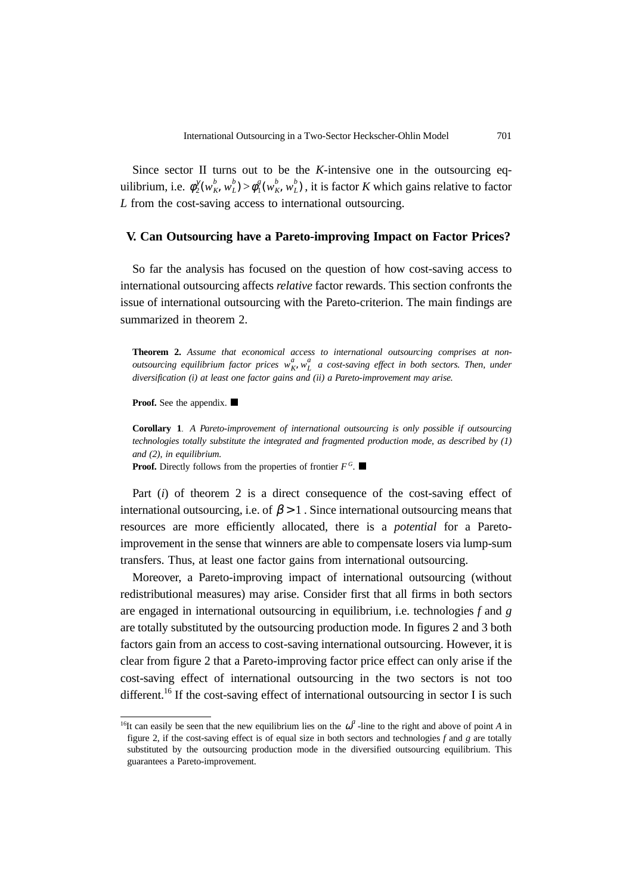Since sector II turns out to be the *K*-intensive one in the outsourcing equilibrium, i.e. $\phi_2^\gamma(w_K^b, w_L^b) > \phi_1^g(w_K^b, w_L^b)$, it is factor *K* which gains relative to factor *L* from the cost-saving access to international outsourcing.

## V. Can Outsourcing have a Pareto-improving Impact on Factor Prices?

So far the analysis has focused on the question of how cost-saving access to international outsourcing affects *relative* factor rewards. This section confronts the issue of international outsourcing with the Pareto-criterion. The main findings are summarized in theorem 2.

**Theorem 2.** *Assume that economical access to international outsourcing comprises at non-outsourcing equilibrium factor prices $w_K^a, w_L^a$ a cost-saving effect in both sectors. Then, under diversification (i) at least one factor gains and (ii) a Pareto-improvement may arise.*

**Proof.** See the appendix. ■

**Corollary 1**. *A Pareto-improvement of international outsourcing is only possible if outsourcing technologies totally substitute the integrated and fragmented production mode, as described by (1) and (2), in equilibrium.*
**Proof.** Directly follows from the properties of frontier $F^G$. ■

Part (*i*) of theorem 2 is a direct consequence of the cost-saving effect of international outsourcing, i.e. of $\beta > 1$. Since international outsourcing means that resources are more efficiently allocated, there is a *potential* for a Pareto-improvement in the sense that winners are able to compensate losers via lump-sum transfers. Thus, at least one factor gains from international outsourcing.

Moreover, a Pareto-improving impact of international outsourcing (without redistributional measures) may arise. Consider first that all firms in both sectors are engaged in international outsourcing in equilibrium, i.e. technologies *f* and *g* are totally substituted by the outsourcing production mode. In figures 2 and 3 both factors gain from an access to cost-saving international outsourcing. However, it is clear from figure 2 that a Pareto-improving factor price effect can only arise if the cost-saving effect of international outsourcing in the two sectors is not too different.[16] If the cost-saving effect of international outsourcing in sector I is such

[16]It can easily be seen that the new equilibrium lies on the $\omega^a$-line to the right and above of point *A* in figure 2, if the cost-saving effect is of equal size in both sectors and technologies *f* and *g* are totally substituted by the outsourcing production mode in the diversified outsourcing equilibrium. This guarantees a Pareto-improvement.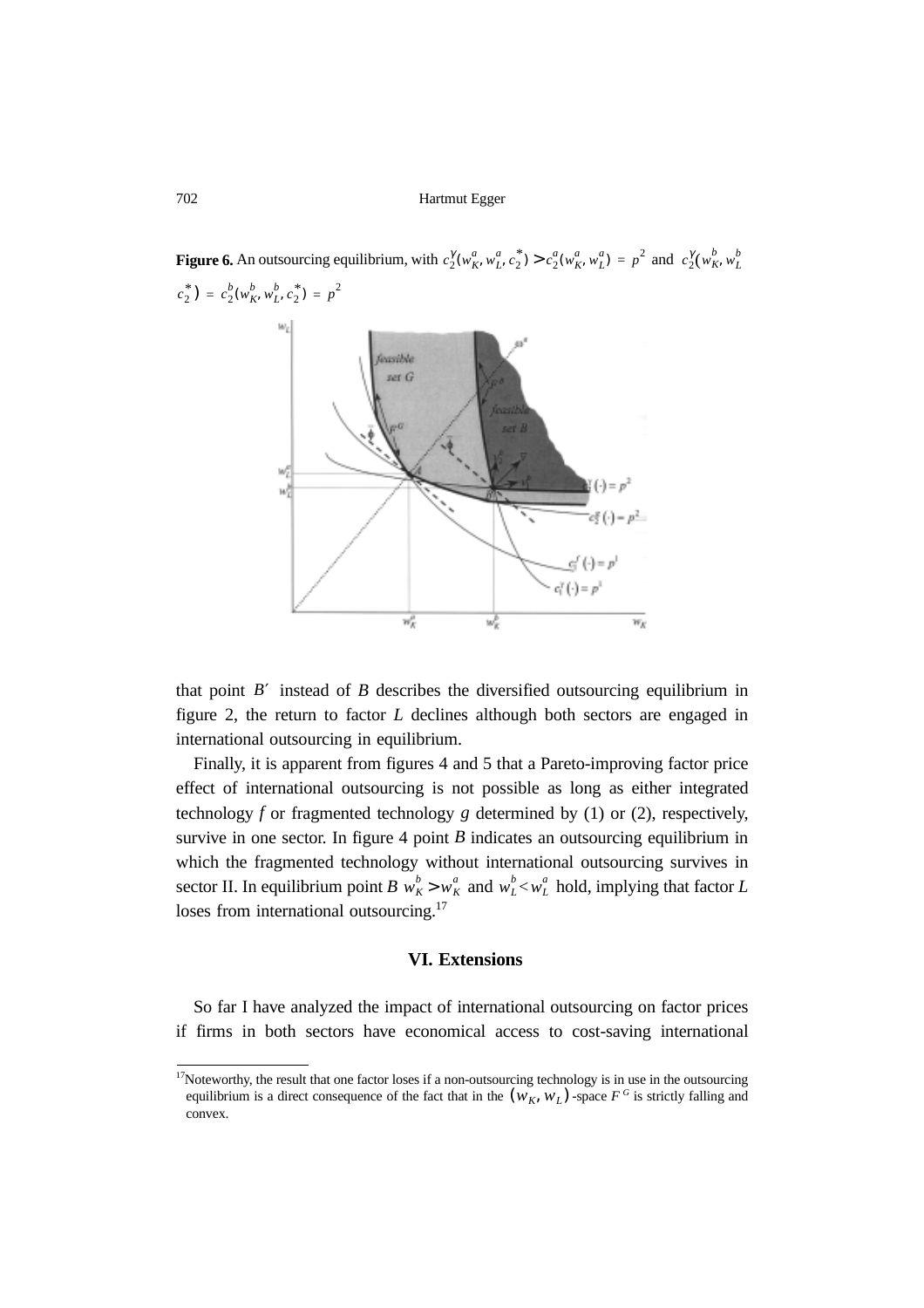**Figure 6.** An outsourcing equilibrium, with $c_2^{\gamma}(w_K^a, w_L^a, c_2^*) > c_2^a(w_K^a, w_L^a) = p^2$ and $c_2^{\gamma}(w_K^b, w_L^b, c_2^*) = c_2^b(w_K^b, w_L^b, c_2^*) = p^2$

that point $B'$ instead of $B$ describes the diversified outsourcing equilibrium in figure 2, the return to factor $L$ declines although both sectors are engaged in international outsourcing in equilibrium.

Finally, it is apparent from figures 4 and 5 that a Pareto-improving factor price effect of international outsourcing is not possible as long as either integrated technology $f$ or fragmented technology $g$ determined by (1) or (2), respectively, survive in one sector. In figure 4 point $B$ indicates an outsourcing equilibrium in which the fragmented technology without international outsourcing survives in sector II. In equilibrium point $B$ $w_K^b > w_K^a$ and $w_L^b < w_L^a$ hold, implying that factor $L$ loses from international outsourcing.[17]

## VI. Extensions

So far I have analyzed the impact of international outsourcing on factor prices if firms in both sectors have economical access to cost-saving international

[17]Noteworthy, the result that one factor loses if a non-outsourcing technology is in use in the outsourcing equilibrium is a direct consequence of the fact that in the $(w_K, w_L)$-space $F^G$ is strictly falling and convex.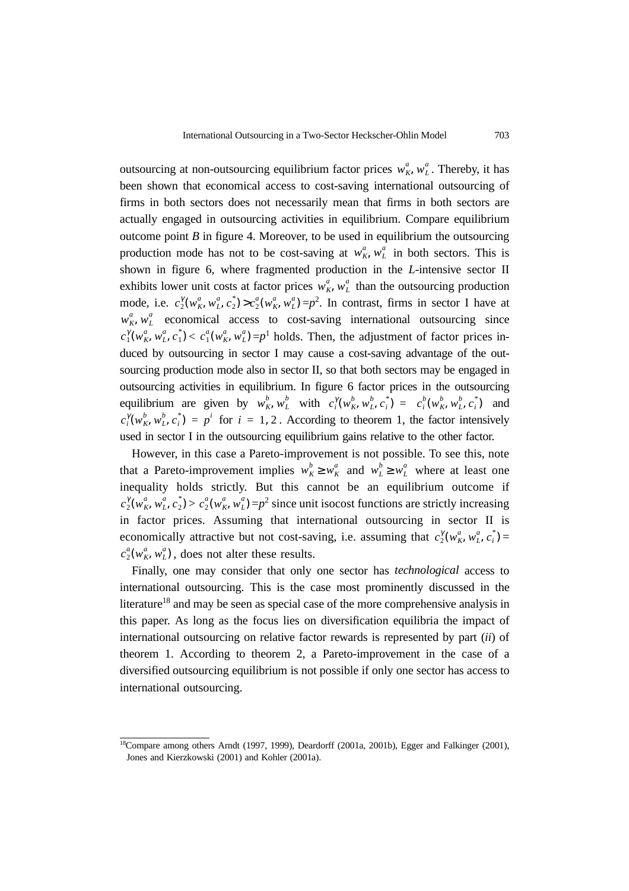outsourcing at non-outsourcing equilibrium factor prices $w_K^a, w_L^a$. Thereby, it has been shown that economical access to cost-saving international outsourcing of firms in both sectors does not necessarily mean that firms in both sectors are actually engaged in outsourcing activities in equilibrium. Compare equilibrium outcome point *B* in figure 4. Moreover, to be used in equilibrium the outsourcing production mode has not to be cost-saving at $w_K^a, w_L^a$ in both sectors. This is shown in figure 6, where fragmented production in the *L*-intensive sector II exhibits lower unit costs at factor prices $w_K^a, w_L^a$ than the outsourcing production mode, i.e. $c_2^\gamma(w_K^a, w_L^a, c_2^*) > c_2^a(w_K^a, w_L^a) = p^2$. In contrast, firms in sector I have at $w_K^a, w_L^a$ economical access to cost-saving international outsourcing since $c_1^\gamma(w_K^a, w_L^a, c_1^*) < c_1^a(w_K^a, w_L^a) = p^1$ holds. Then, the adjustment of factor prices induced by outsourcing in sector I may cause a cost-saving advantage of the outsourcing production mode also in sector II, so that both sectors may be engaged in outsourcing activities in equilibrium. In figure 6 factor prices in the outsourcing equilibrium are given by $w_K^b, w_L^b$ with $c_i^\gamma(w_K^b, w_L^b, c_i^*) = c_i^b(w_K^b, w_L^b, c_i^*)$ and $c_i^\gamma(w_K^b, w_L^b, c_i^*) = p^i$ for $i = 1, 2$. According to theorem 1, the factor intensively used in sector I in the outsourcing equilibrium gains relative to the other factor.

However, in this case a Pareto-improvement is not possible. To see this, note that a Pareto-improvement implies $w_K^b \geq w_K^a$ and $w_L^b \geq w_L^a$ where at least one inequality holds strictly. But this cannot be an equilibrium outcome if $c_2^\gamma(w_K^a, w_L^a, c_2^*) > c_2^a(w_K^a, w_L^a) = p^2$ since unit isocost functions are strictly increasing in factor prices. Assuming that international outsourcing in sector II is economically attractive but not cost-saving, i.e. assuming that $c_2^\gamma(w_K^a, w_L^a, c_i^*) = c_2^a(w_K^a, w_L^a)$, does not alter these results.

Finally, one may consider that only one sector has *technological* access to international outsourcing. This is the case most prominently discussed in the literature[18] and may be seen as special case of the more comprehensive analysis in this paper. As long as the focus lies on diversification equilibria the impact of international outsourcing on relative factor rewards is represented by part (*ii*) of theorem 1. According to theorem 2, a Pareto-improvement in the case of a diversified outsourcing equilibrium is not possible if only one sector has access to international outsourcing.

---

[18] Compare among others Arndt (1997, 1999), Deardorff (2001a, 2001b), Egger and Falkinger (2001), Jones and Kierzkowski (2001) and Kohler (2001a).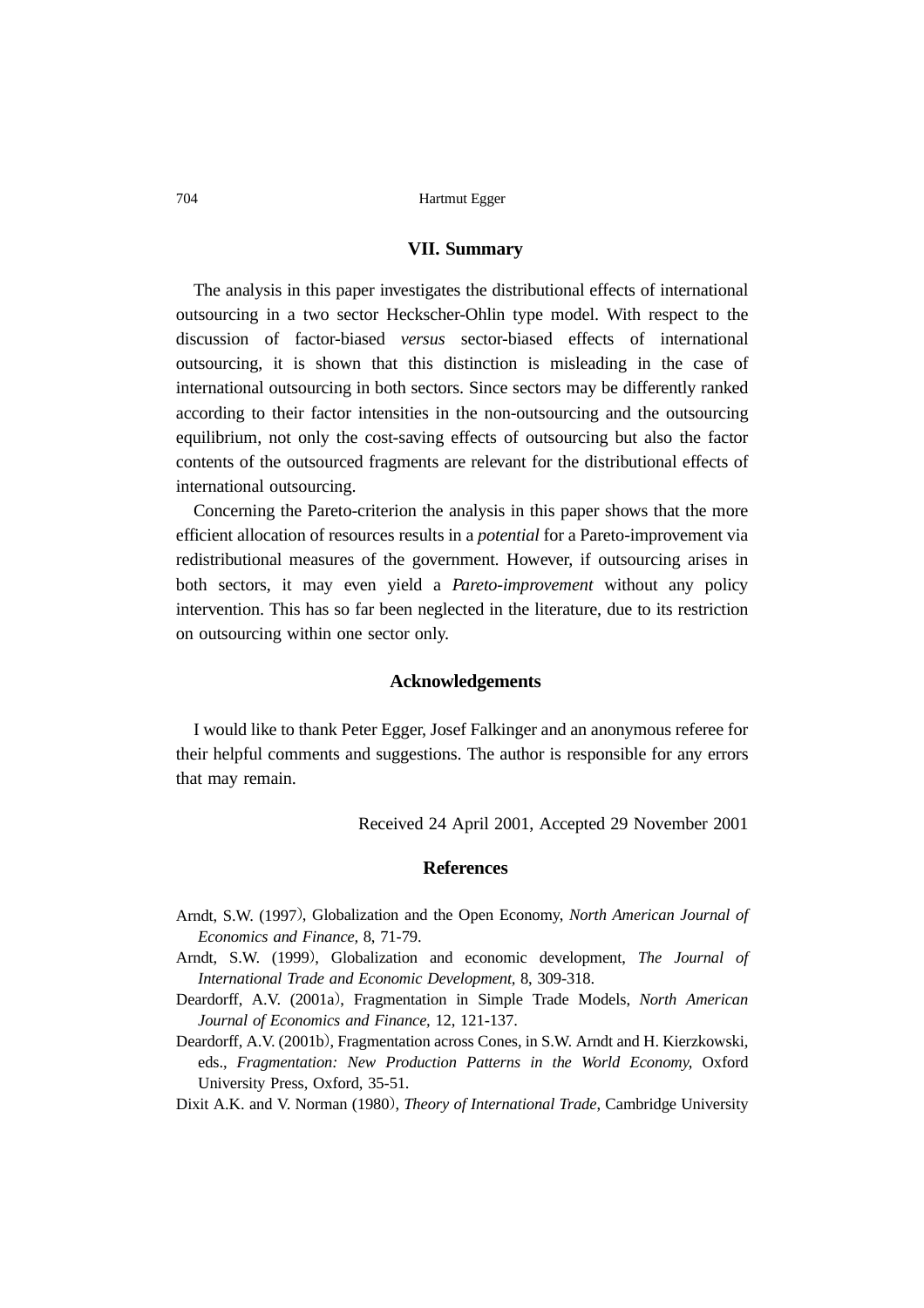## VII. Summary

The analysis in this paper investigates the distributional effects of international outsourcing in a two sector Heckscher-Ohlin type model. With respect to the discussion of factor-biased *versus* sector-biased effects of international outsourcing, it is shown that this distinction is misleading in the case of international outsourcing in both sectors. Since sectors may be differently ranked according to their factor intensities in the non-outsourcing and the outsourcing equilibrium, not only the cost-saving effects of outsourcing but also the factor contents of the outsourced fragments are relevant for the distributional effects of international outsourcing.

Concerning the Pareto-criterion the analysis in this paper shows that the more efficient allocation of resources results in a *potential* for a Pareto-improvement via redistributional measures of the government. However, if outsourcing arises in both sectors, it may even yield a *Pareto-improvement* without any policy intervention. This has so far been neglected in the literature, due to its restriction on outsourcing within one sector only.

## Acknowledgements

I would like to thank Peter Egger, Josef Falkinger and an anonymous referee for their helpful comments and suggestions. The author is responsible for any errors that may remain.

Received 24 April 2001, Accepted 29 November 2001

## References

Arndt, S.W. (1997), Globalization and the Open Economy, *North American Journal of Economics and Finance,* 8, 71-79.

Arndt, S.W. (1999), Globalization and economic development, *The Journal of International Trade and Economic Development*, 8, 309-318.

Deardorff, A.V. (2001a), Fragmentation in Simple Trade Models, *North American Journal of Economics and Finance*, 12, 121-137.

Deardorff, A.V. (2001b), Fragmentation across Cones, in S.W. Arndt and H. Kierzkowski, eds., *Fragmentation: New Production Patterns in the World Economy*, Oxford University Press, Oxford, 35-51.

Dixit A.K. and V. Norman (1980), *Theory of International Trade*, Cambridge University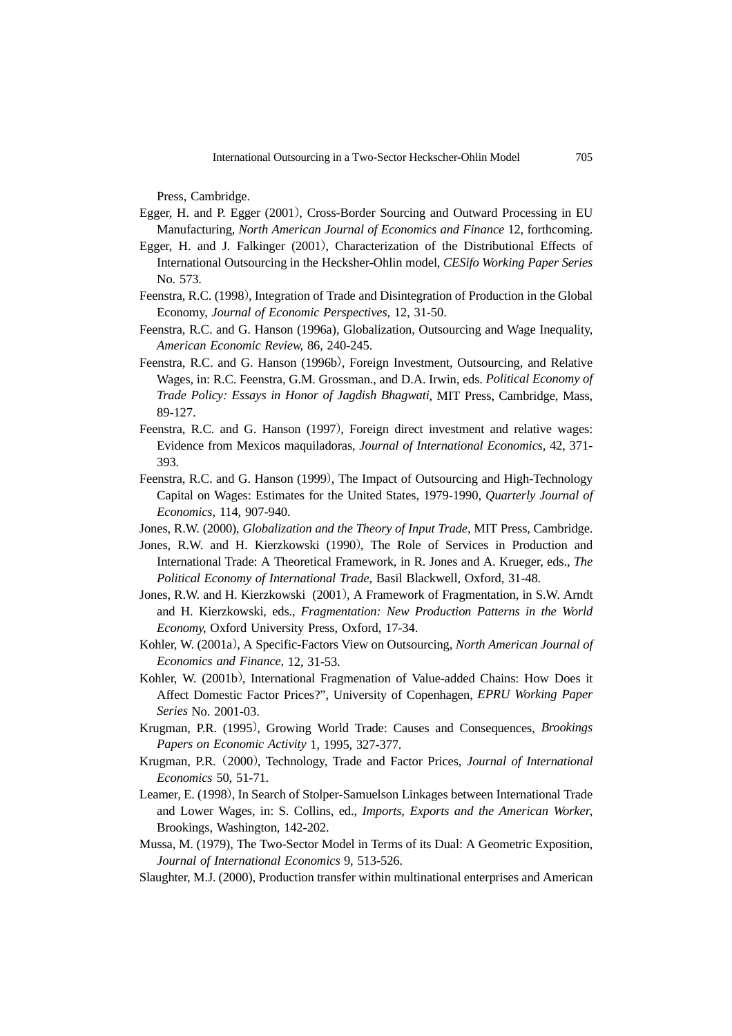Press, Cambridge.

Egger, H. and P. Egger (2001), Cross-Border Sourcing and Outward Processing in EU Manufacturing, *North American Journal of Economics and Finance* 12, forthcoming.

Egger, H. and J. Falkinger (2001), Characterization of the Distributional Effects of International Outsourcing in the Hecksher-Ohlin model, *CESifo Working Paper Series* No. 573.

Feenstra, R.C. (1998), Integration of Trade and Disintegration of Production in the Global Economy, *Journal of Economic Perspectives,* 12, 31-50.

Feenstra, R.C. and G. Hanson (1996a), Globalization, Outsourcing and Wage Inequality, *American Economic Review,* 86, 240-245.

Feenstra, R.C. and G. Hanson (1996b), Foreign Investment, Outsourcing, and Relative Wages, in: R.C. Feenstra, G.M. Grossman., and D.A. Irwin, eds. *Political Economy of Trade Policy: Essays in Honor of Jagdish Bhagwati*, MIT Press, Cambridge, Mass, 89-127.

Feenstra, R.C. and G. Hanson (1997), Foreign direct investment and relative wages: Evidence from Mexicos maquiladoras, *Journal of International Economics,* 42, 371-393.

Feenstra, R.C. and G. Hanson (1999), The Impact of Outsourcing and High-Technology Capital on Wages: Estimates for the United States, 1979-1990, *Quarterly Journal of Economics,* 114, 907-940.

Jones, R.W. (2000), *Globalization and the Theory of Input Trade*, MIT Press, Cambridge.

Jones, R.W. and H. Kierzkowski (1990), The Role of Services in Production and International Trade: A Theoretical Framework, in R. Jones and A. Krueger, eds., *The Political Economy of International Trade*, Basil Blackwell, Oxford, 31-48.

Jones, R.W. and H. Kierzkowski (2001), A Framework of Fragmentation, in S.W. Arndt and H. Kierzkowski, eds., *Fragmentation: New Production Patterns in the World Economy*, Oxford University Press, Oxford, 17-34.

Kohler, W. (2001a), A Specific-Factors View on Outsourcing, *North American Journal of Economics and Finance*, 12, 31-53.

Kohler, W. (2001b), International Fragmenation of Value-added Chains: How Does it Affect Domestic Factor Prices?", University of Copenhagen, *EPRU Working Paper Series* No. 2001-03.

Krugman, P.R. (1995), Growing World Trade: Causes and Consequences, *Brookings Papers on Economic Activity* 1, 1995, 327-377.

Krugman, P.R. (2000), Technology, Trade and Factor Prices, *Journal of International Economics* 50, 51-71.

Leamer, E. (1998), In Search of Stolper-Samuelson Linkages between International Trade and Lower Wages, in: S. Collins, ed., *Imports, Exports and the American Worker*, Brookings, Washington, 142-202.

Mussa, M. (1979), The Two-Sector Model in Terms of its Dual: A Geometric Exposition, *Journal of International Economics* 9, 513-526.

Slaughter, M.J. (2000), Production transfer within multinational enterprises and American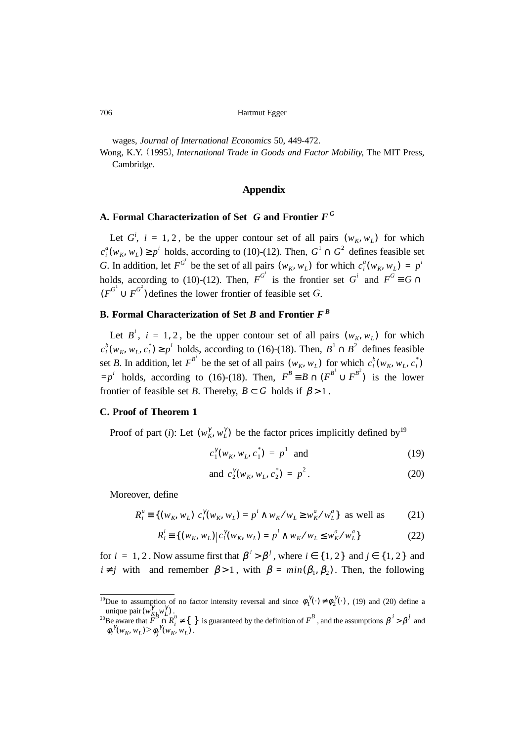wages, *Journal of International Economics* 50, 449-472.

Wong, K.Y. (1995), *International Trade in Goods and Factor Mobility*, The MIT Press, Cambridge.

## Appendix

### A. Formal Characterization of Set $G$ and Frontier $F^G$

Let $G^i$, $i = 1, 2$, be the upper contour set of all pairs $(w_K, w_L)$ for which $c_i^a(w_K, w_L) \geq p^i$ holds, according to (10)-(12). Then, $G^1 \cap G^2$ defines feasible set $G$. In addition, let $F^{G^i}$ be the set of all pairs $(w_K, w_L)$ for which $c_i^a(w_K, w_L) = p^i$ holds, according to (10)-(12). Then, $F^{G^i}$ is the frontier set $G^i$ and $F^G \equiv G \cap (F^{G^1} \cup F^{G^2})$ defines the lower frontier of feasible set $G$.

### B. Formal Characterization of Set $B$ and Frontier $F^B$

Let $B^i$, $i = 1, 2$, be the upper contour set of all pairs $(w_K, w_L)$ for which $c_i^b(w_K, w_L, c_i^*) \geq p^i$ holds, according to (16)-(18). Then, $B^1 \cap B^2$ defines feasible set $B$. In addition, let $F^{B^i}$ be the set of all pairs $(w_K, w_L)$ for which $c_i^b(w_K, w_L, c_i^*) = p^i$ holds, according to (16)-(18). Then, $F^B \equiv B \cap (F^{B^1} \cup F^{B^2})$ is the lower frontier of feasible set $B$. Thereby, $B \subset G$ holds if $\beta > 1$.

### C. Proof of Theorem 1

Proof of part (*i*): Let $(w_K^\gamma, w_L^\gamma)$ be the factor prices implicitly defined by[19]

$$c_1^\gamma(w_K, w_L, c_1^*) = p^1 \text{ and} \tag{19}$$

$$\text{and } c_2^\gamma(w_K, w_L, c_2^*) = p^2. \tag{20}$$

Moreover, define

$$R_i^u \equiv \{(w_K, w_L) | c_i^\gamma(w_K, w_L) = p^i \wedge w_K/w_L \geq w_K^a/w_L^a\} \text{ as well as} \tag{21}$$

$$R_i^l \equiv \{(w_K, w_L) | c_i^\gamma(w_K, w_L) = p^i \wedge w_K/w_L \leq w_K^a/w_L^a\} \tag{22}$$

for $i = 1, 2$. Now assume first that $\beta^i > \beta^j$, where $i \in \{1, 2\}$ and $j \in \{1, 2\}$ and $i \neq j$ with and remember $\beta > 1$, with $\beta = min(\beta_1, \beta_2)$. Then, the following

---

[19]Due to assumption of no factor intensity reversal and since $\phi_1^\gamma(\cdot) \neq \phi_2^\gamma(\cdot)$, (19) and (20) define a unique pair $(w_K^\gamma, w_L^\gamma)$.

[20]Be aware that $F^B \cap R_i^u \neq \{\ \}$ is guaranteed by the definition of $F^B$, and the assumptions $\beta^i > \beta^j$ and $\phi_i^\gamma(w_K, w_L) > \phi_j^\gamma(w_K, w_L)$.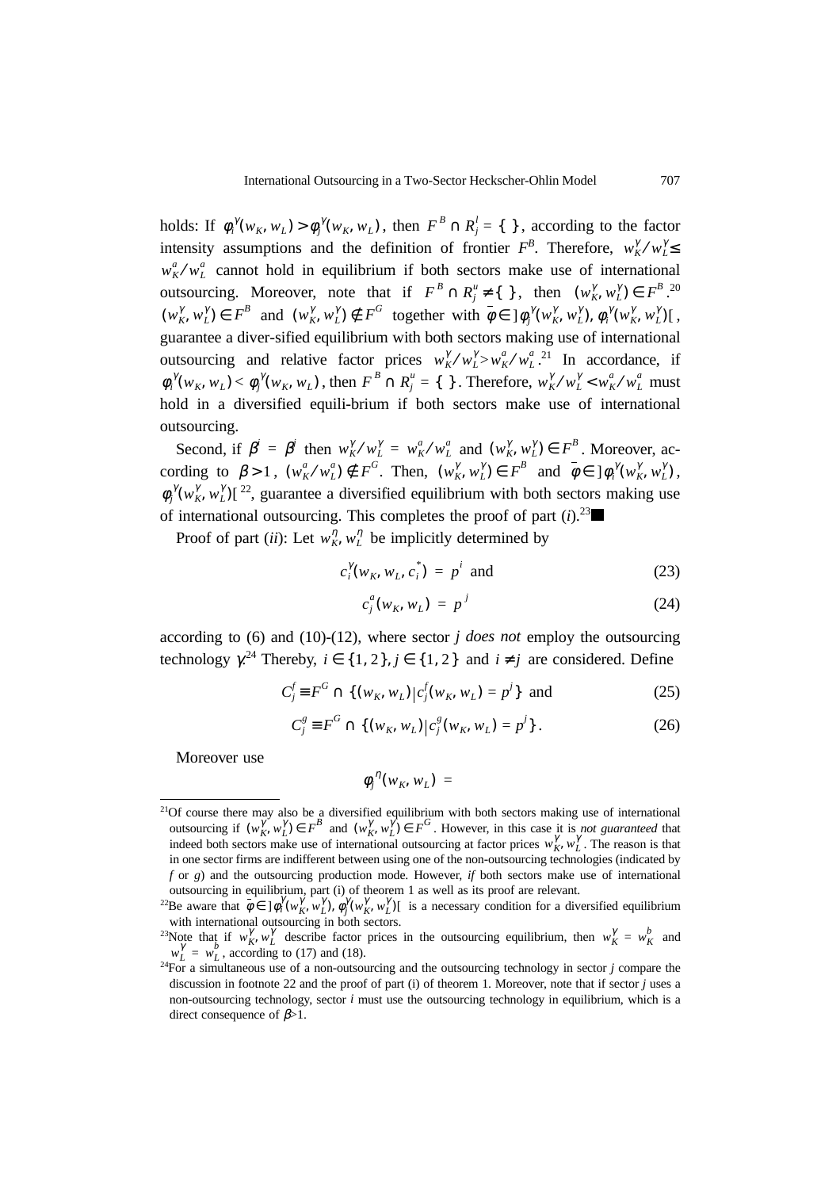holds: If $\phi_i^{\gamma}(w_K, w_L) > \phi_j^{\gamma}(w_K, w_L)$, then $F^B \cap R_j^l = \{\ \}$, according to the factor intensity assumptions and the definition of frontier $F^B$. Therefore, $w_K^{\gamma}/w_L^{\gamma} \leq w_K^a/w_L^a$ cannot hold in equilibrium if both sectors make use of international outsourcing. Moreover, note that if $F^B \cap R_j^u \neq \{\ \}$, then $(w_K^{\gamma}, w_L^{\gamma}) \in F^B$.[20] $(w_K^{\gamma}, w_L^{\gamma}) \in F^B$ and $(w_K^{\gamma}, w_L^{\gamma}) \notin F^G$ together with $\bar{\phi} \in ]\phi_j^{\gamma}(w_K^{\gamma}, w_L^{\gamma}), \phi_i^{\gamma}(w_K^{\gamma}, w_L^{\gamma})[$, guarantee a diver-sified equilibrium with both sectors making use of international outsourcing and relative factor prices $w_K^{\gamma}/w_L^{\gamma} > w_K^a/w_L^a$.[21] In accordance, if $\phi_i^{\gamma}(w_K, w_L) < \phi_j^{\gamma}(w_K, w_L)$, then $F^B \cap R_j^u = \{\ \}$. Therefore, $w_K^{\gamma}/w_L^{\gamma} < w_K^a/w_L^a$ must hold in a diversified equili-brium if both sectors make use of international outsourcing.

Second, if $\beta^i = \beta^j$ then $w_K^{\gamma}/w_L^{\gamma} = w_K^a/w_L^a$ and $(w_K^{\gamma}, w_L^{\gamma}) \in F^B$. Moreover, according to $\beta > 1$, $(w_K^a/w_L^a) \notin F^G$. Then, $(w_K^{\gamma}, w_L^{\gamma}) \in F^B$ and $\bar{\phi} \in ]\phi_i^{\gamma}(w_K^{\gamma}, w_L^{\gamma}), \phi_j^{\gamma}(w_K^{\gamma}, w_L^{\gamma})[$[22], guarantee a diversified equilibrium with both sectors making use of international outsourcing. This completes the proof of part (*i*).[23] ■

Proof of part (*ii*): Let $w_K^{\eta}, w_L^{\eta}$ be implicitly determined by

$$c_i^{\gamma}(w_K, w_L, c_i^*) = p^i \text{ and} \tag{23}$$

$$c_j^a(w_K, w_L) = p^j \tag{24}$$

according to (6) and (10)-(12), where sector *j does not* employ the outsourcing technology $\gamma$.[24] Thereby, $i \in \{1, 2\}, j \in \{1, 2\}$ and $i \neq j$ are considered. Define

$$C_j^f \equiv F^G \cap \{(w_K, w_L) | c_j^f(w_K, w_L) = p^j\} \text{ and} \tag{25}$$

$$C_j^g \equiv F^G \cap \{(w_K, w_L) | c_j^g(w_K, w_L) = p^j\}. \tag{26}$$

Moreover use

$$\phi_j^{\eta}(w_K, w_L) =$$

---

[21]Of course there may also be a diversified equilibrium with both sectors making use of international outsourcing if $(w_K^{\gamma}, w_L^{\gamma}) \in F^B$ and $(w_K^{\gamma}, w_L^{\gamma}) \in F^G$. However, in this case it is *not guaranteed* that indeed both sectors make use of international outsourcing at factor prices $w_K^{\gamma}, w_L^{\gamma}$. The reason is that in one sector firms are indifferent between using one of the non-outsourcing technologies (indicated by *f* or *g*) and the outsourcing production mode. However, *if* both sectors make use of international outsourcing in equilibrium, part (i) of theorem 1 as well as its proof are relevant.

[22]Be aware that $\bar{\phi} \in ]\phi_i^{\gamma}(w_K^{\gamma}, w_L^{\gamma}), \phi_j^{\gamma}(w_K^{\gamma}, w_L^{\gamma})[$ is a necessary condition for a diversified equilibrium with international outsourcing in both sectors.

[23]Note that if $w_K^{\gamma}, w_L^{\gamma}$ describe factor prices in the outsourcing equilibrium, then $w_K^{\gamma} = w_K^b$ and $w_L^{\gamma} = w_L^b$, according to (17) and (18).

[24]For a simultaneous use of a non-outsourcing and the outsourcing technology in sector *j* compare the discussion in footnote 22 and the proof of part (i) of theorem 1. Moreover, note that if sector *j* uses a non-outsourcing technology, sector *i* must use the outsourcing technology in equilibrium, which is a direct consequence of $\beta > 1$.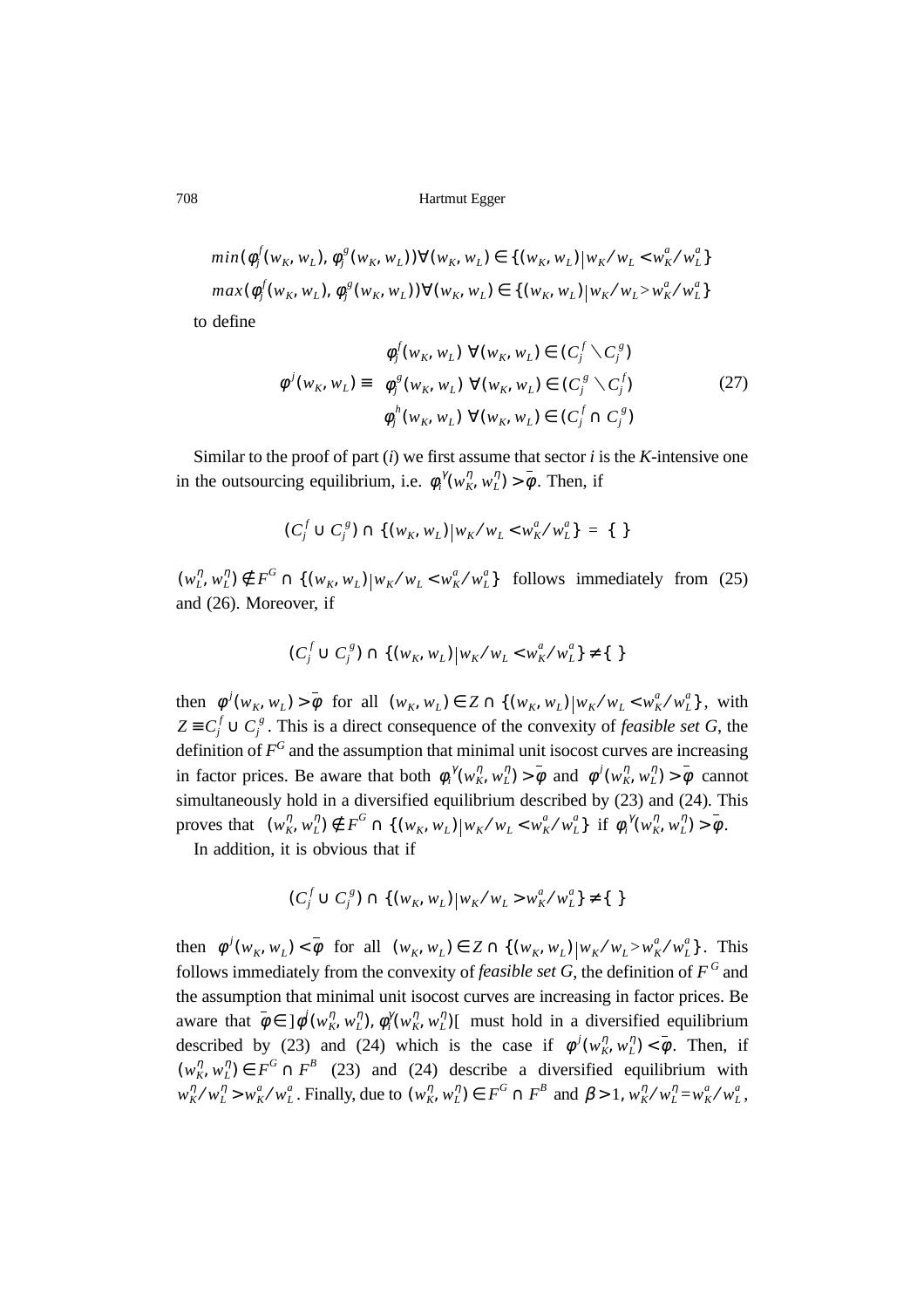$$min(\phi_j^f(w_K, w_L), \phi_j^g(w_K, w_L)) \forall (w_K, w_L) \in \{(w_K, w_L) | w_K/w_L < w_K^a/w_L^a\}$$

$$max(\phi_j^f(w_K, w_L), \phi_j^g(w_K, w_L)) \forall (w_K, w_L) \in \{(w_K, w_L) | w_K/w_L > w_K^a/w_L^a\}$$

to define

$$\phi^j(w_K, w_L) \equiv \begin{array}{l} \phi_j^f(w_K, w_L) \ \forall (w_K, w_L) \in (C_j^f \setminus C_j^g) \\ \phi_j^g(w_K, w_L) \ \forall (w_K, w_L) \in (C_j^g \setminus C_j^f) \\ \phi_j^h(w_K, w_L) \ \forall (w_K, w_L) \in (C_j^f \cap C_j^g) \end{array} \tag{27}$$

Similar to the proof of part (*i*) we first assume that sector *i* is the *K*-intensive one in the outsourcing equilibrium, i.e. $\phi_i^\gamma(w_K^\eta, w_L^\eta) > \bar{\phi}$. Then, if

$$(C_j^f \cup C_j^g) \cap \{(w_K, w_L) | w_K/w_L < w_K^a/w_L^a\} = \{\ \}$$

$(w_L^\eta, w_L^\eta) \notin F^G \cap \{(w_K, w_L) | w_K/w_L < w_K^a/w_L^a\}$ follows immediately from (25) and (26). Moreover, if

$$(C_j^f \cup C_j^g) \cap \{(w_K, w_L) | w_K/w_L < w_K^a/w_L^a\} \neq \{\ \}$$

then $\phi^j(w_K, w_L) > \bar{\phi}$ for all $(w_K, w_L) \in Z \cap \{(w_K, w_L) | w_K/w_L < w_K^a/w_L^a\}$, with $Z \equiv C_j^f \cup C_j^g$. This is a direct consequence of the convexity of *feasible set G*, the definition of $F^G$ and the assumption that minimal unit isocost curves are increasing in factor prices. Be aware that both $\phi_i^\gamma(w_K^\eta, w_L^\eta) > \bar{\phi}$ and $\phi^j(w_K^\eta, w_L^\eta) > \bar{\phi}$ cannot simultaneously hold in a diversified equilibrium described by (23) and (24). This proves that $(w_K^\eta, w_L^\eta) \notin F^G \cap \{(w_K, w_L) | w_K/w_L < w_K^a/w_L^a\}$ if $\phi_i^\gamma(w_K^\eta, w_L^\eta) > \bar{\phi}$.

In addition, it is obvious that if

$$(C_j^f \cup C_j^g) \cap \{(w_K, w_L) | w_K/w_L > w_K^a/w_L^a\} \neq \{\ \}$$

then $\phi^j(w_K, w_L) < \bar{\phi}$ for all $(w_K, w_L) \in Z \cap \{(w_K, w_L) | w_K/w_L > w_K^a/w_L^a\}$. This follows immediately from the convexity of *feasible set G*, the definition of $F^G$ and the assumption that minimal unit isocost curves are increasing in factor prices. Be aware that $\bar{\phi} \in ]\phi^j(w_K^\eta, w_L^\eta), \phi_i^\gamma(w_K^\eta, w_L^\eta)[$ must hold in a diversified equilibrium described by (23) and (24) which is the case if $\phi^j(w_K^\eta, w_L^\eta) < \bar{\phi}$. Then, if $(w_K^\eta, w_L^\eta) \in F^G \cap F^B$ (23) and (24) describe a diversified equilibrium with $w_K^\eta/w_L^\eta > w_K^a/w_L^a$. Finally, due to $(w_K^\eta, w_L^\eta) \in F^G \cap F^B$ and $\beta > 1$, $w_K^\eta/w_L^\eta = w_K^a/w_L^a$,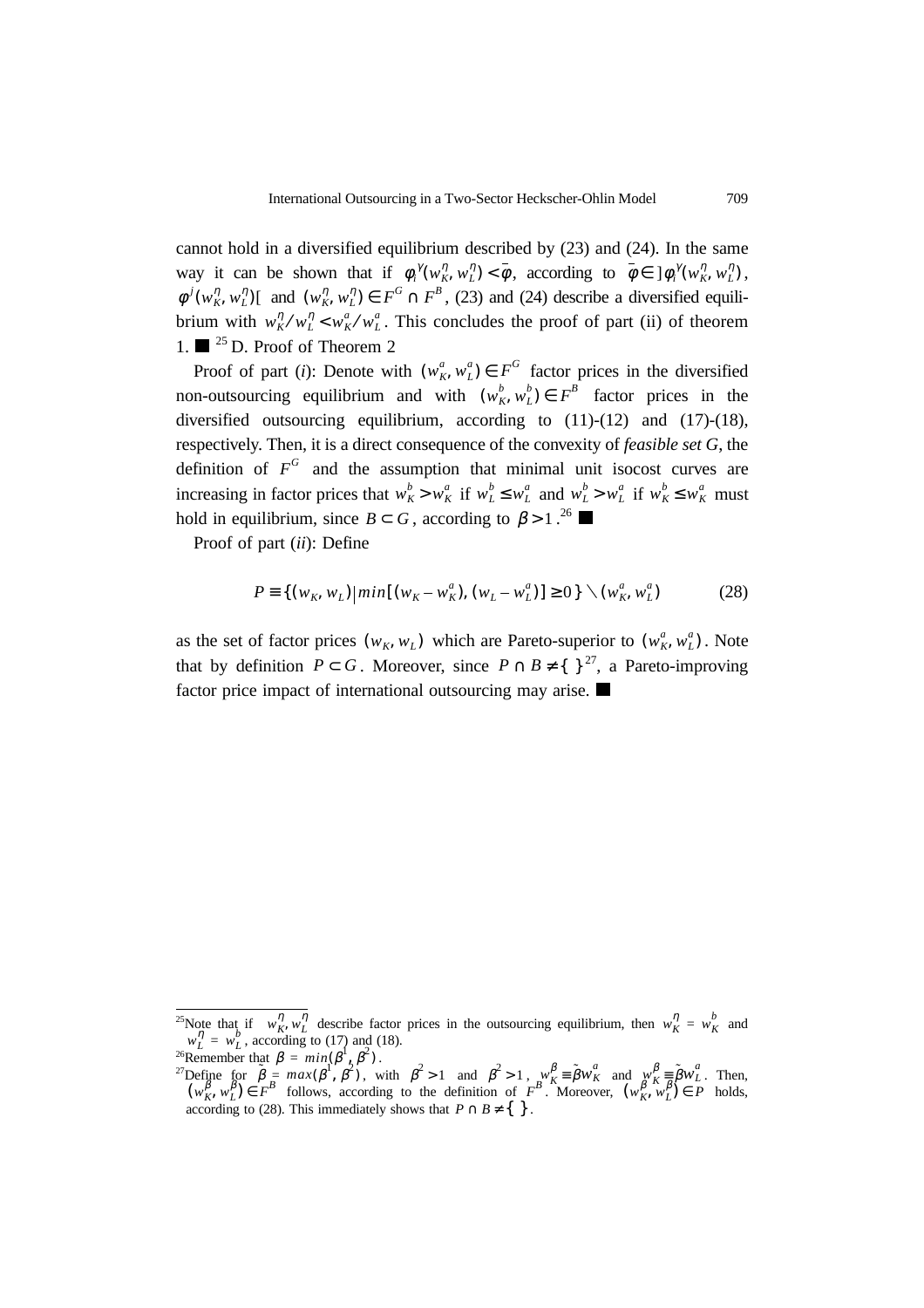cannot hold in a diversified equilibrium described by (23) and (24). In the same way it can be shown that if $\phi_i^{\gamma}(w_K^{\eta}, w_L^{\eta}) < \bar{\phi}$, according to $\bar{\phi} \in ]\phi_i^{\gamma}(w_K^{\eta}, w_L^{\eta}),$ $\phi^{j}(w_K^{\eta}, w_L^{\eta})[$ and $(w_K^{\eta}, w_L^{\eta}) \in F^G \cap F^B$, (23) and (24) describe a diversified equilibrium with $w_K^{\eta}/w_L^{\eta} < w_K^a/w_L^a$. This concludes the proof of part (ii) of theorem 1. ■ [25]

D. Proof of Theorem 2

Proof of part (*i*): Denote with $(w_K^a, w_L^a) \in F^G$ factor prices in the diversified non-outsourcing equilibrium and with $(w_K^b, w_L^b) \in F^B$ factor prices in the diversified outsourcing equilibrium, according to (11)-(12) and (17)-(18), respectively. Then, it is a direct consequence of the convexity of *feasible set G*, the definition of $F^G$ and the assumption that minimal unit isocost curves are increasing in factor prices that $w_K^b > w_K^a$ if $w_L^b \le w_L^a$ and $w_L^b > w_L^a$ if $w_K^b \le w_K^a$ must hold in equilibrium, since $B \subset G$, according to $\beta > 1$.[26] ■

Proof of part (*ii*): Define

$$P \equiv \{(w_K, w_L) \big| min[(w_K - w_K^a), (w_L - w_L^a)] \ge 0\} \setminus (w_K^a, w_L^a) \tag{28}$$

as the set of factor prices $(w_K, w_L)$ which are Pareto-superior to $(w_K^a, w_L^a)$. Note that by definition $P \subset G$. Moreover, since $P \cap B \ne \{\ \}$[27], a Pareto-improving factor price impact of international outsourcing may arise. ■

---

[25] Note that if $w_K^{\eta}, w_L^{\eta}$ describe factor prices in the outsourcing equilibrium, then $w_K^{\eta} = w_K^b$ and $w_L^{\eta} = w_L^b$, according to (17) and (18).

[26] Remember that $\beta = min(\beta^1, \beta^2)$.

[27] Define for $\tilde{\beta} = max(\beta^1, \beta^2)$, with $\beta^2 > 1$ and $\beta^2 > 1$, $w_K^{\beta} \equiv \tilde{\beta} w_K^a$ and $w_K^{\beta} \equiv \tilde{\beta} w_L^a$. Then, $(w_K^{\beta}, w_L^{\beta}) \in F^B$ follows, according to the definition of $F^B$. Moreover, $(w_K^{\beta}, w_L^{\beta}) \in P$ holds, according to (28). This immediately shows that $P \cap B \ne \{\ \}$.